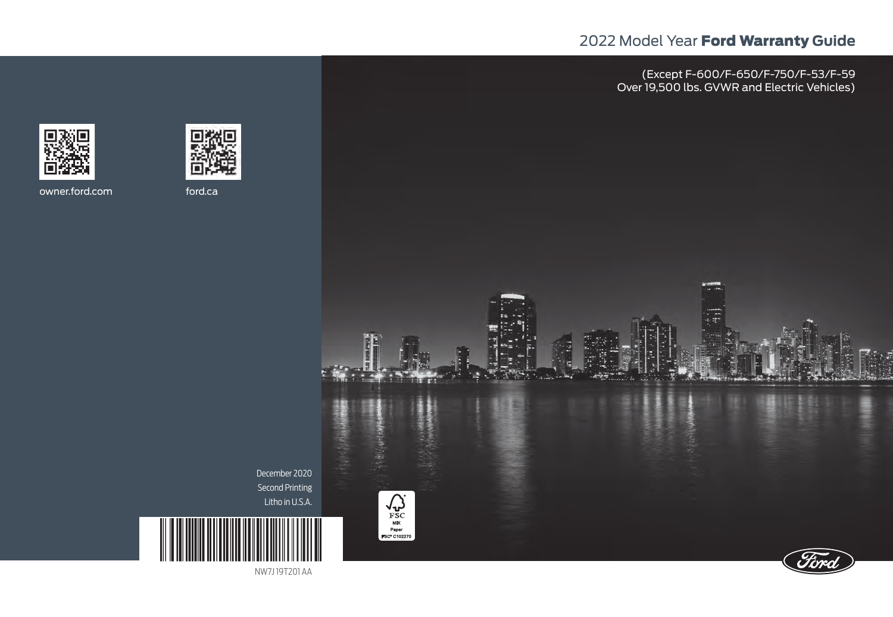# 2022 Model Year **Ford Warranty Guide**

(Except F-600/F-650/F-750/F-53/F-59 Over 19,500 lbs. GVWR and Electric Vehicles)

owner.ford.com

ford.ca

December 2020
Second Printing
Litho in U.S.A.

NW7J 19T201 AA

FSC
MIX
Paper
FSC® C102270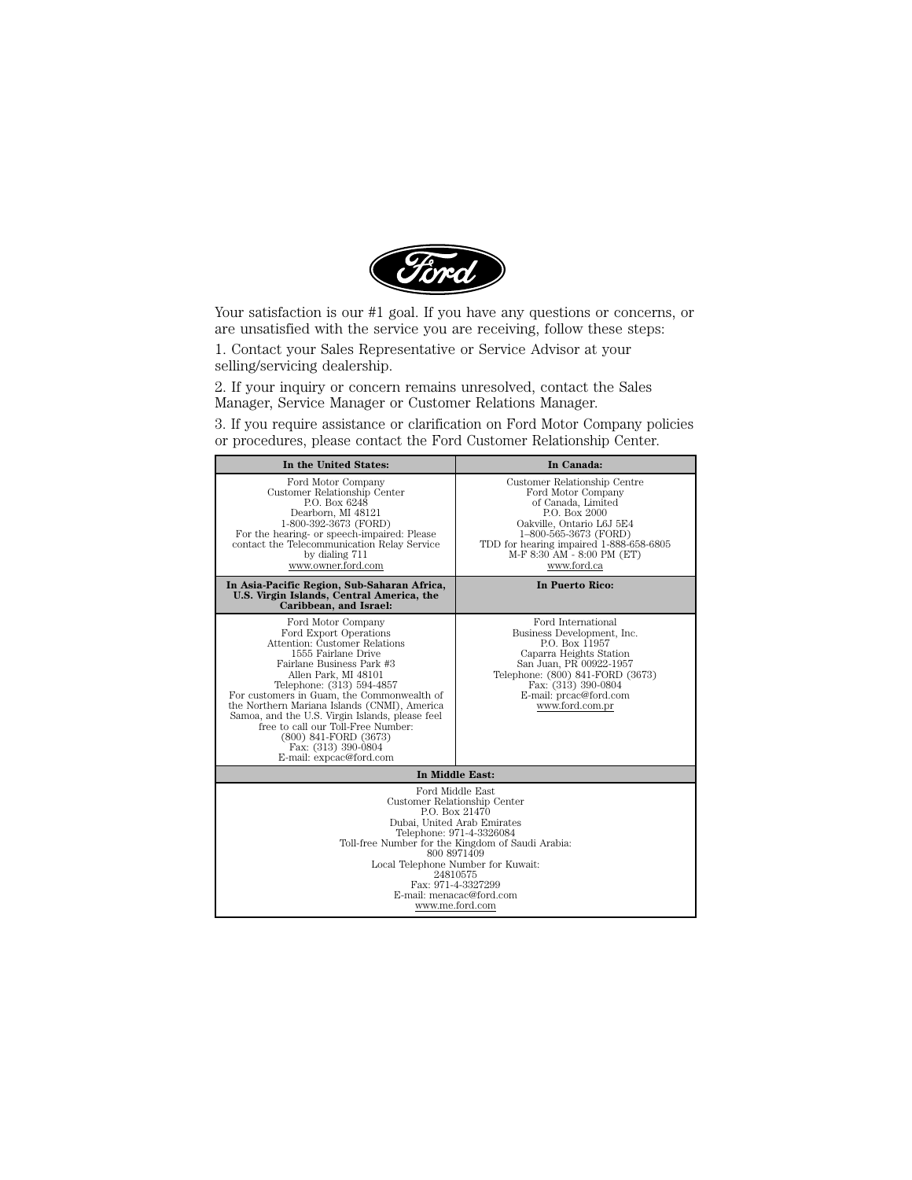Your satisfaction is our #1 goal. If you have any questions or concerns, or are unsatisfied with the service you are receiving, follow these steps:

1. Contact your Sales Representative or Service Advisor at your selling/servicing dealership.

2. If your inquiry or concern remains unresolved, contact the Sales Manager, Service Manager or Customer Relations Manager.

3. If you require assistance or clarification on Ford Motor Company policies or procedures, please contact the Ford Customer Relationship Center.

| In the United States: | In Canada: |
| --- | --- |
| Ford Motor Company<br>Customer Relationship Center<br>P.O. Box 6248<br>Dearborn, MI 48121<br>1-800-392-3673 (FORD)<br>For the hearing- or speech-impaired: Please contact the Telecommunication Relay Service by dialing 711<br>www.owner.ford.com | Customer Relationship Centre<br>Ford Motor Company<br>of Canada, Limited<br>P.O. Box 2000<br>Oakville, Ontario L6J 5E4<br>1–800-565-3673 (FORD)<br>TDD for hearing impaired 1-888-658-6805<br>M-F 8:30 AM - 8:00 PM (ET)<br>www.ford.ca |
| **In Asia-Pacific Region, Sub-Saharan Africa, U.S. Virgin Islands, Central America, the Caribbean, and Israel:** | **In Puerto Rico:** |
| Ford Motor Company<br>Ford Export Operations<br>Attention: Customer Relations<br>1555 Fairlane Drive<br>Fairlane Business Park #3<br>Allen Park, MI 48101<br>Telephone: (313) 594-4857<br>For customers in Guam, the Commonwealth of the Northern Mariana Islands (CNMI), America Samoa, and the U.S. Virgin Islands, please feel free to call our Toll-Free Number:<br>(800) 841-FORD (3673)<br>Fax: (313) 390-0804<br>E-mail: expcac@ford.com | Ford International<br>Business Development, Inc.<br>P.O. Box 11957<br>Caparra Heights Station<br>San Juan, PR 00922-1957<br>Telephone: (800) 841-FORD (3673)<br>Fax: (313) 390-0804<br>E-mail: prcac@ford.com<br>www.ford.com.pr |
| **In Middle East:** | |
| Ford Middle East<br>Customer Relationship Center<br>P.O. Box 21470<br>Dubai, United Arab Emirates<br>Telephone: 971-4-3326084<br>Toll-free Number for the Kingdom of Saudi Arabia:<br>800 8971409<br>Local Telephone Number for Kuwait:<br>24810575<br>Fax: 971-4-3327299<br>E-mail: menacac@ford.com<br>www.me.ford.com | |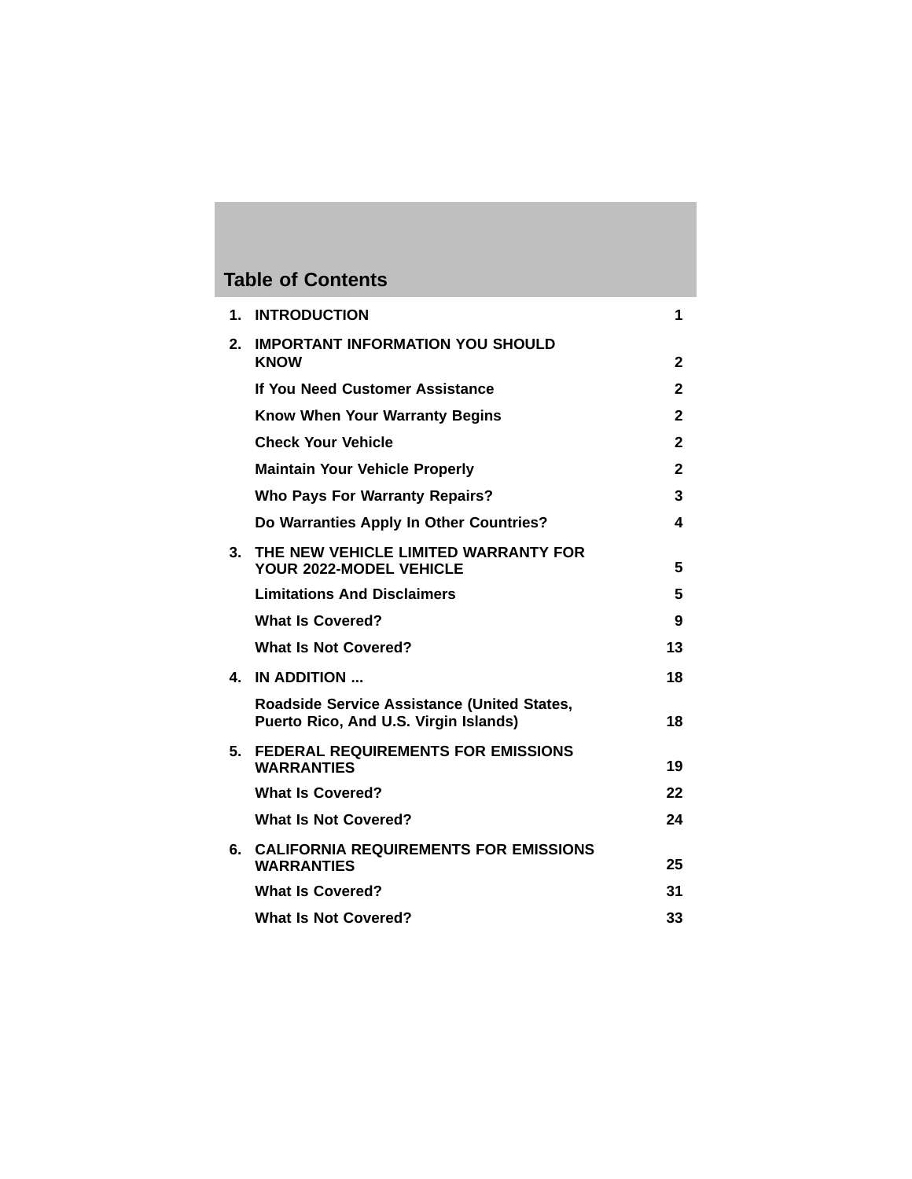# Table of Contents

| | | |
|---|---|---|
| 1. | **INTRODUCTION** | 1 |
| 2. | **IMPORTANT INFORMATION YOU SHOULD KNOW** | 2 |
| | If You Need Customer Assistance | 2 |
| | Know When Your Warranty Begins | 2 |
| | Check Your Vehicle | 2 |
| | Maintain Your Vehicle Properly | 2 |
| | Who Pays For Warranty Repairs? | 3 |
| | Do Warranties Apply In Other Countries? | 4 |
| 3. | **THE NEW VEHICLE LIMITED WARRANTY FOR YOUR 2022-MODEL VEHICLE** | 5 |
| | Limitations And Disclaimers | 5 |
| | What Is Covered? | 9 |
| | What Is Not Covered? | 13 |
| 4. | **IN ADDITION ...** | 18 |
| | Roadside Service Assistance (United States, Puerto Rico, And U.S. Virgin Islands) | 18 |
| 5. | **FEDERAL REQUIREMENTS FOR EMISSIONS WARRANTIES** | 19 |
| | What Is Covered? | 22 |
| | What Is Not Covered? | 24 |
| 6. | **CALIFORNIA REQUIREMENTS FOR EMISSIONS WARRANTIES** | 25 |
| | What Is Covered? | 31 |
| | What Is Not Covered? | 33 |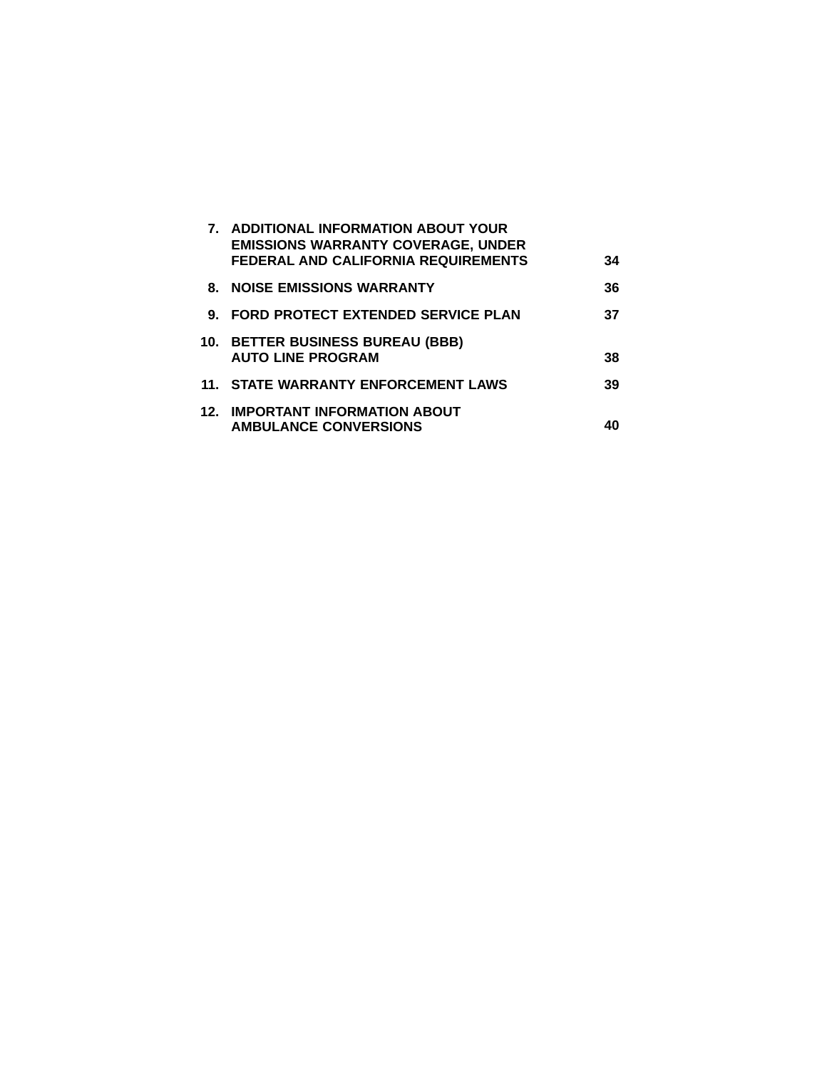| | | |
|---|---|---|
| **7.** | **ADDITIONAL INFORMATION ABOUT YOUR EMISSIONS WARRANTY COVERAGE, UNDER FEDERAL AND CALIFORNIA REQUIREMENTS** | **34** |
| **8.** | **NOISE EMISSIONS WARRANTY** | **36** |
| **9.** | **FORD PROTECT EXTENDED SERVICE PLAN** | **37** |
| **10.** | **BETTER BUSINESS BUREAU (BBB) AUTO LINE PROGRAM** | **38** |
| **11.** | **STATE WARRANTY ENFORCEMENT LAWS** | **39** |
| **12.** | **IMPORTANT INFORMATION ABOUT AMBULANCE CONVERSIONS** | **40** |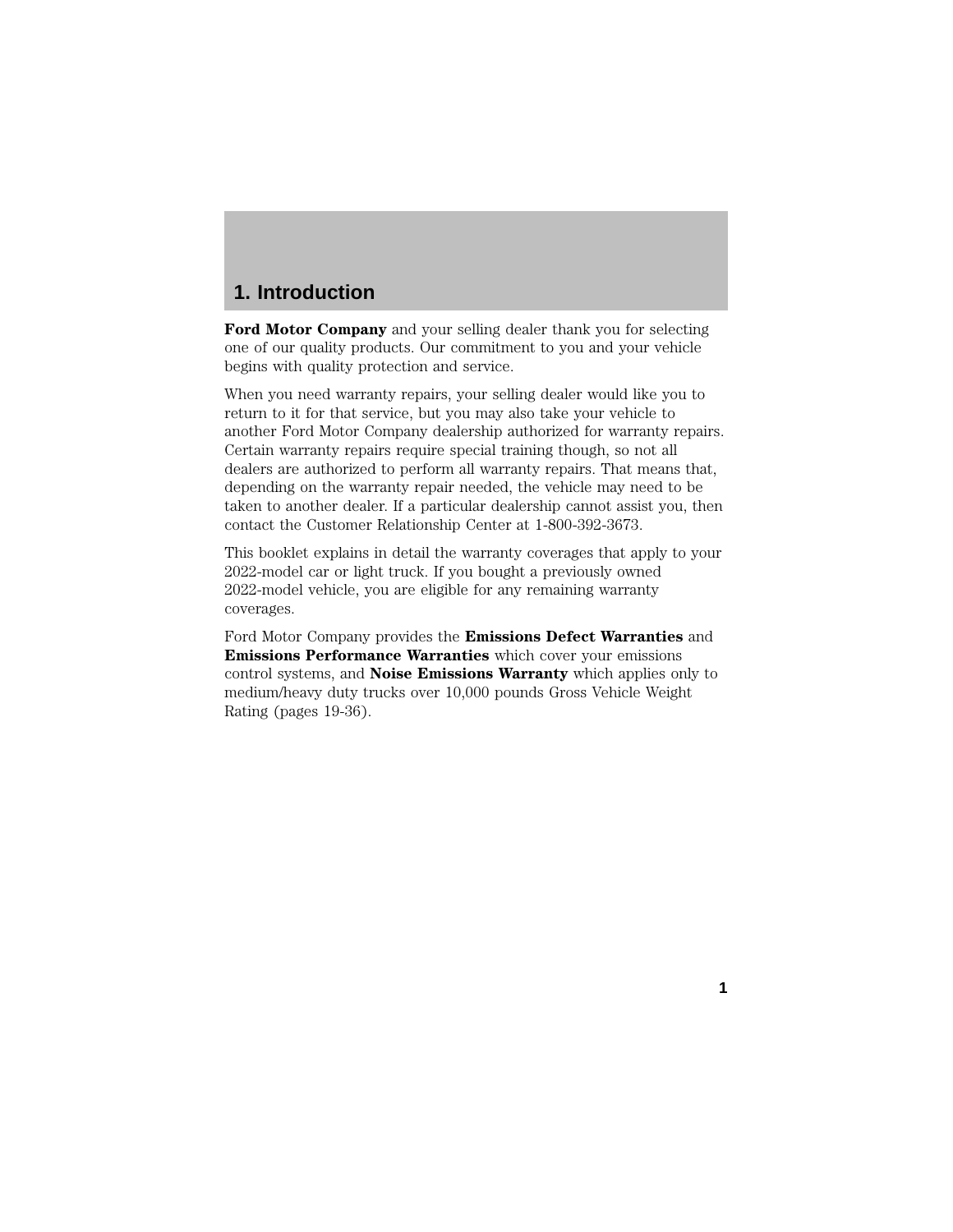# 1. Introduction

**Ford Motor Company** and your selling dealer thank you for selecting one of our quality products. Our commitment to you and your vehicle begins with quality protection and service.

When you need warranty repairs, your selling dealer would like you to return to it for that service, but you may also take your vehicle to another Ford Motor Company dealership authorized for warranty repairs. Certain warranty repairs require special training though, so not all dealers are authorized to perform all warranty repairs. That means that, depending on the warranty repair needed, the vehicle may need to be taken to another dealer. If a particular dealership cannot assist you, then contact the Customer Relationship Center at 1-800-392-3673.

This booklet explains in detail the warranty coverages that apply to your 2022-model car or light truck. If you bought a previously owned 2022-model vehicle, you are eligible for any remaining warranty coverages.

Ford Motor Company provides the **Emissions Defect Warranties** and **Emissions Performance Warranties** which cover your emissions control systems, and **Noise Emissions Warranty** which applies only to medium/heavy duty trucks over 10,000 pounds Gross Vehicle Weight Rating (pages 19-36).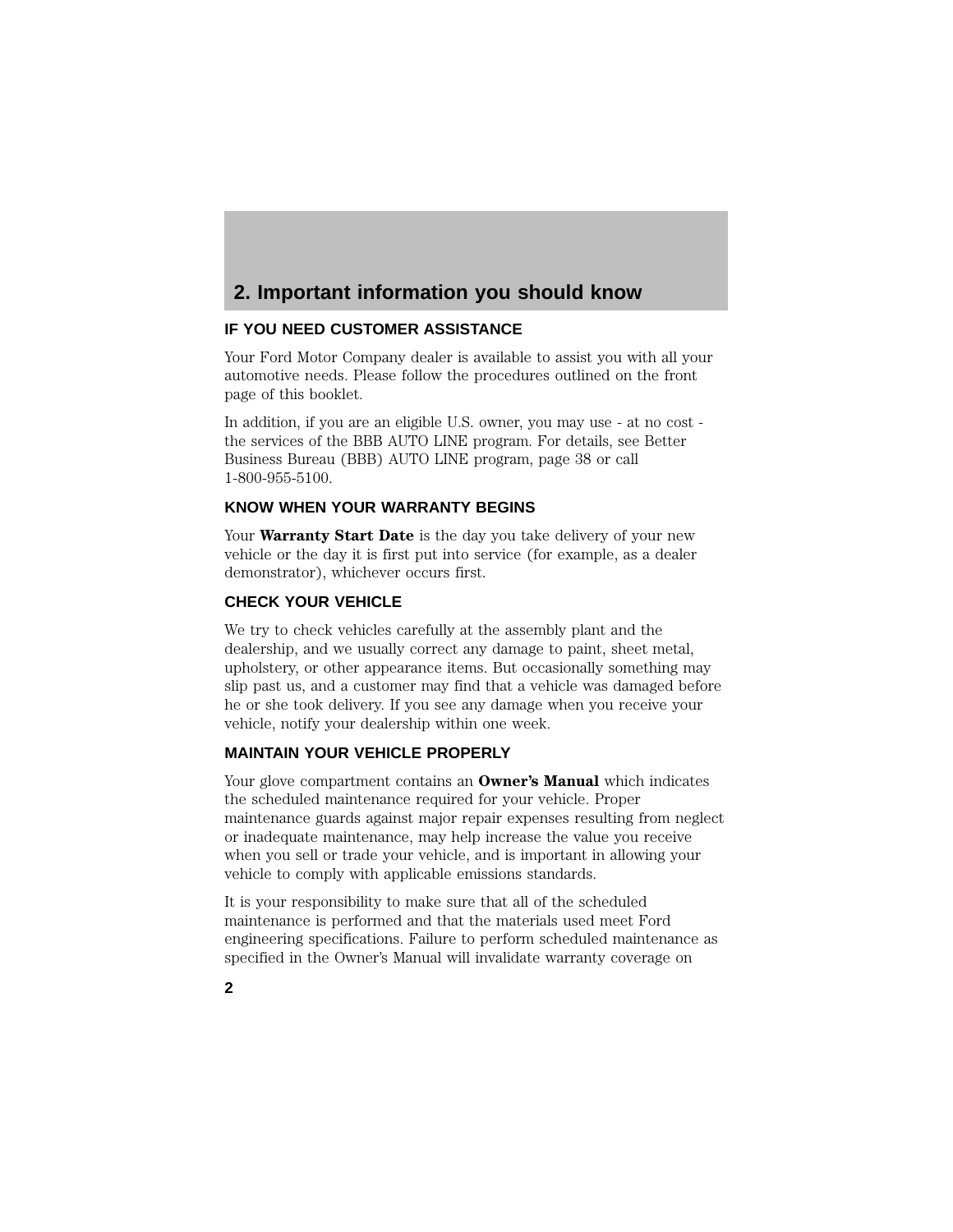# 2. Important information you should know

## IF YOU NEED CUSTOMER ASSISTANCE

Your Ford Motor Company dealer is available to assist you with all your automotive needs. Please follow the procedures outlined on the front page of this booklet.

In addition, if you are an eligible U.S. owner, you may use - at no cost - the services of the BBB AUTO LINE program. For details, see Better Business Bureau (BBB) AUTO LINE program, page 38 or call 1-800-955-5100.

## KNOW WHEN YOUR WARRANTY BEGINS

Your **Warranty Start Date** is the day you take delivery of your new vehicle or the day it is first put into service (for example, as a dealer demonstrator), whichever occurs first.

## CHECK YOUR VEHICLE

We try to check vehicles carefully at the assembly plant and the dealership, and we usually correct any damage to paint, sheet metal, upholstery, or other appearance items. But occasionally something may slip past us, and a customer may find that a vehicle was damaged before he or she took delivery. If you see any damage when you receive your vehicle, notify your dealership within one week.

## MAINTAIN YOUR VEHICLE PROPERLY

Your glove compartment contains an **Owner's Manual** which indicates the scheduled maintenance required for your vehicle. Proper maintenance guards against major repair expenses resulting from neglect or inadequate maintenance, may help increase the value you receive when you sell or trade your vehicle, and is important in allowing your vehicle to comply with applicable emissions standards.

It is your responsibility to make sure that all of the scheduled maintenance is performed and that the materials used meet Ford engineering specifications. Failure to perform scheduled maintenance as specified in the Owner's Manual will invalidate warranty coverage on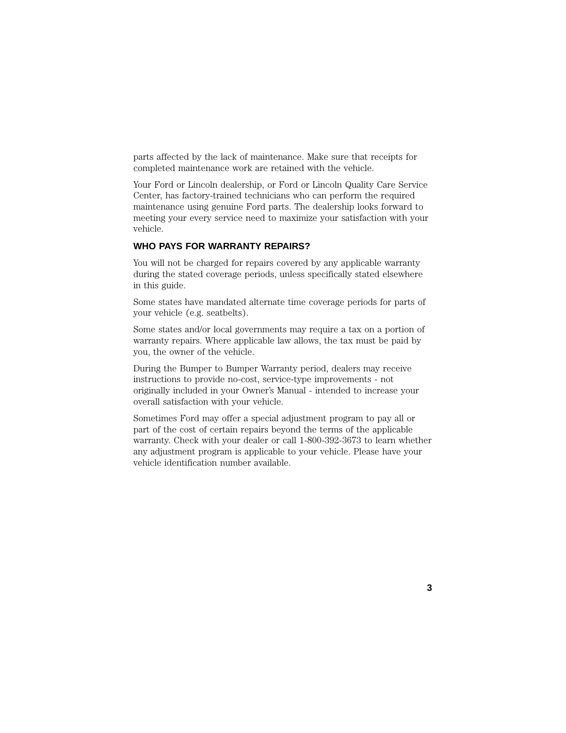parts affected by the lack of maintenance. Make sure that receipts for completed maintenance work are retained with the vehicle.

Your Ford or Lincoln dealership, or Ford or Lincoln Quality Care Service Center, has factory-trained technicians who can perform the required maintenance using genuine Ford parts. The dealership looks forward to meeting your every service need to maximize your satisfaction with your vehicle.

## WHO PAYS FOR WARRANTY REPAIRS?

You will not be charged for repairs covered by any applicable warranty during the stated coverage periods, unless specifically stated elsewhere in this guide.

Some states have mandated alternate time coverage periods for parts of your vehicle (e.g. seatbelts).

Some states and/or local governments may require a tax on a portion of warranty repairs. Where applicable law allows, the tax must be paid by you, the owner of the vehicle.

During the Bumper to Bumper Warranty period, dealers may receive instructions to provide no-cost, service-type improvements - not originally included in your Owner's Manual - intended to increase your overall satisfaction with your vehicle.

Sometimes Ford may offer a special adjustment program to pay all or part of the cost of certain repairs beyond the terms of the applicable warranty. Check with your dealer or call 1-800-392-3673 to learn whether any adjustment program is applicable to your vehicle. Please have your vehicle identification number available.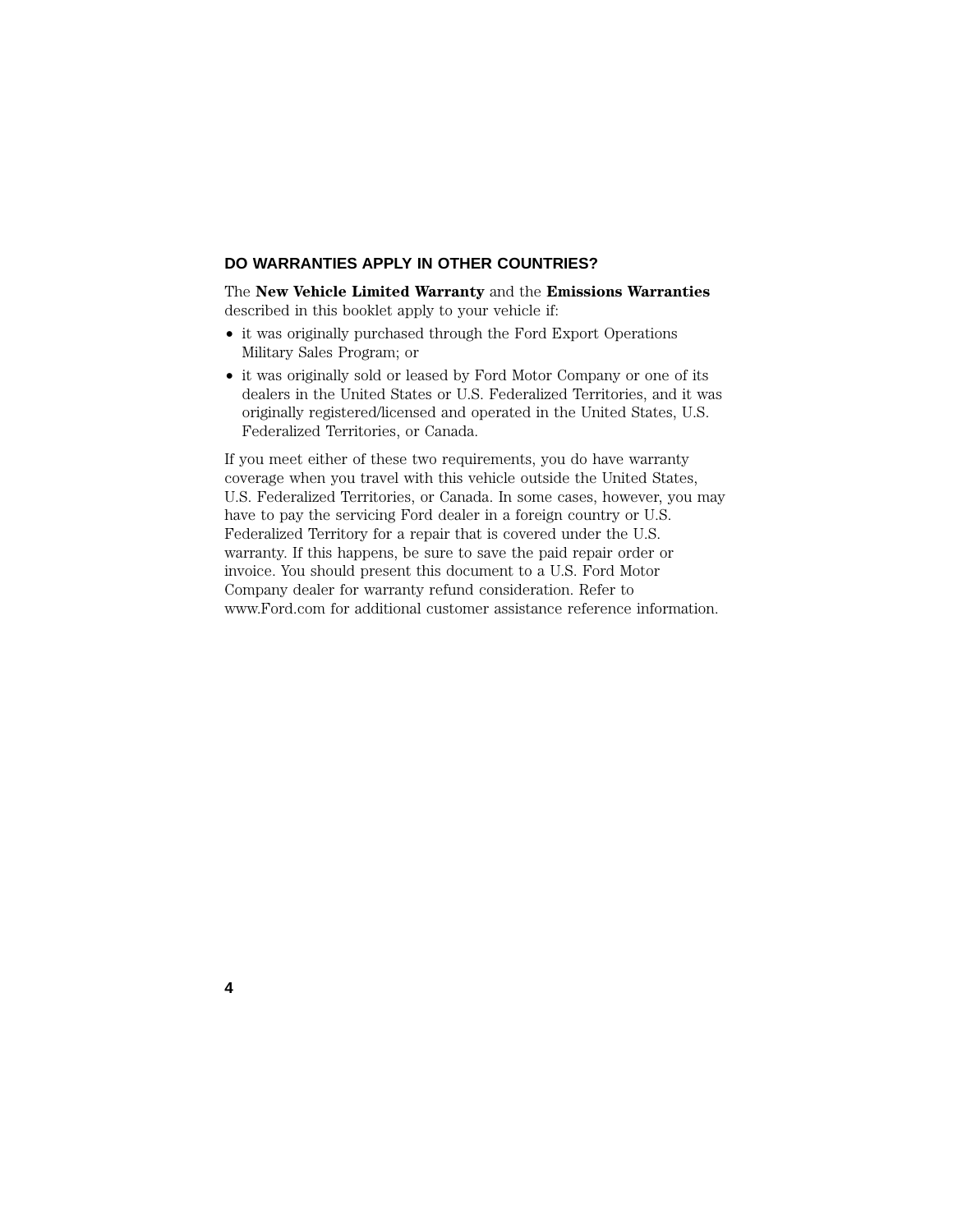## DO WARRANTIES APPLY IN OTHER COUNTRIES?

The **New Vehicle Limited Warranty** and the **Emissions Warranties** described in this booklet apply to your vehicle if:

- it was originally purchased through the Ford Export Operations Military Sales Program; or
- it was originally sold or leased by Ford Motor Company or one of its dealers in the United States or U.S. Federalized Territories, and it was originally registered/licensed and operated in the United States, U.S. Federalized Territories, or Canada.

If you meet either of these two requirements, you do have warranty coverage when you travel with this vehicle outside the United States, U.S. Federalized Territories, or Canada. In some cases, however, you may have to pay the servicing Ford dealer in a foreign country or U.S. Federalized Territory for a repair that is covered under the U.S. warranty. If this happens, be sure to save the paid repair order or invoice. You should present this document to a U.S. Ford Motor Company dealer for warranty refund consideration. Refer to www.Ford.com for additional customer assistance reference information.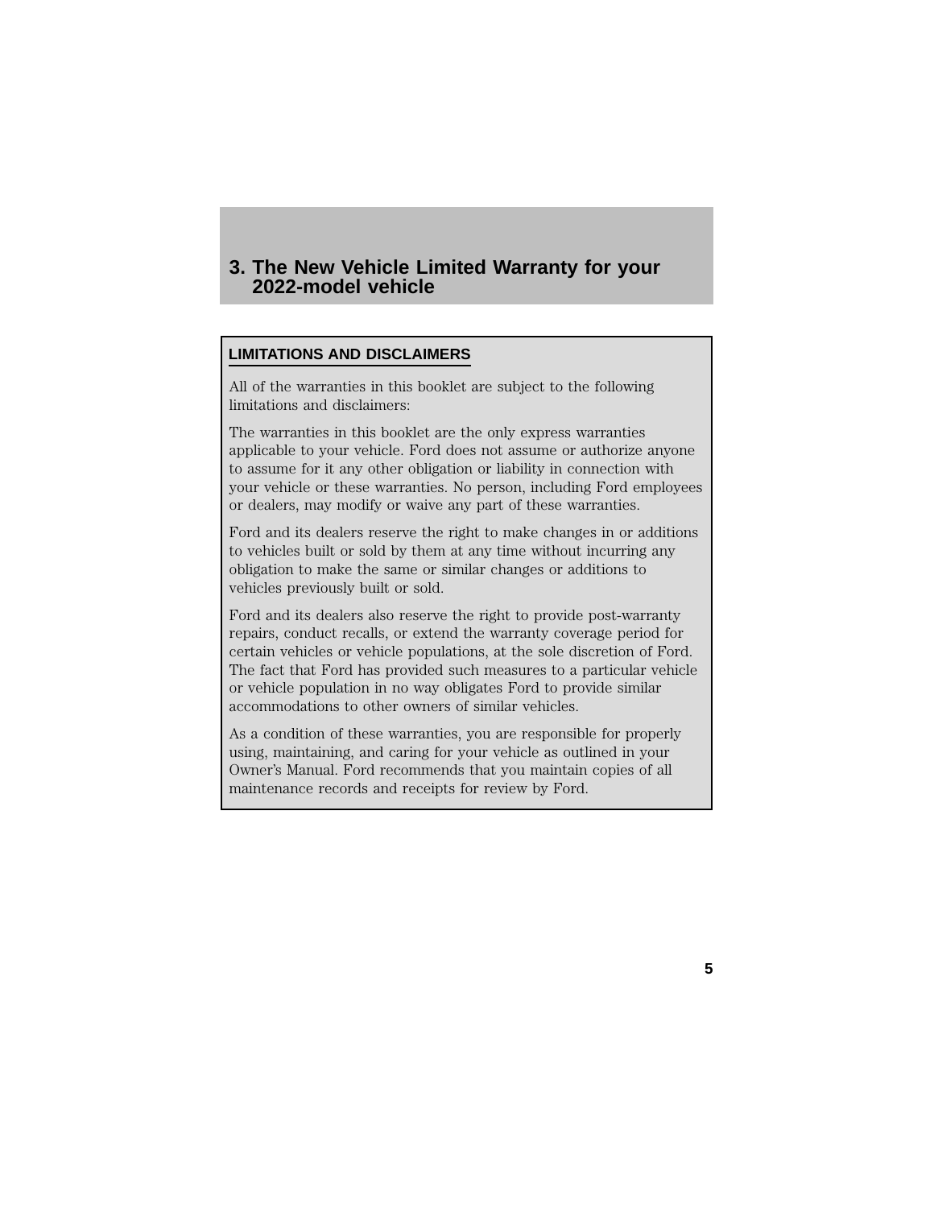# 3. The New Vehicle Limited Warranty for your 2022-model vehicle

## LIMITATIONS AND DISCLAIMERS

All of the warranties in this booklet are subject to the following limitations and disclaimers:

The warranties in this booklet are the only express warranties applicable to your vehicle. Ford does not assume or authorize anyone to assume for it any other obligation or liability in connection with your vehicle or these warranties. No person, including Ford employees or dealers, may modify or waive any part of these warranties.

Ford and its dealers reserve the right to make changes in or additions to vehicles built or sold by them at any time without incurring any obligation to make the same or similar changes or additions to vehicles previously built or sold.

Ford and its dealers also reserve the right to provide post-warranty repairs, conduct recalls, or extend the warranty coverage period for certain vehicles or vehicle populations, at the sole discretion of Ford. The fact that Ford has provided such measures to a particular vehicle or vehicle population in no way obligates Ford to provide similar accommodations to other owners of similar vehicles.

As a condition of these warranties, you are responsible for properly using, maintaining, and caring for your vehicle as outlined in your Owner's Manual. Ford recommends that you maintain copies of all maintenance records and receipts for review by Ford.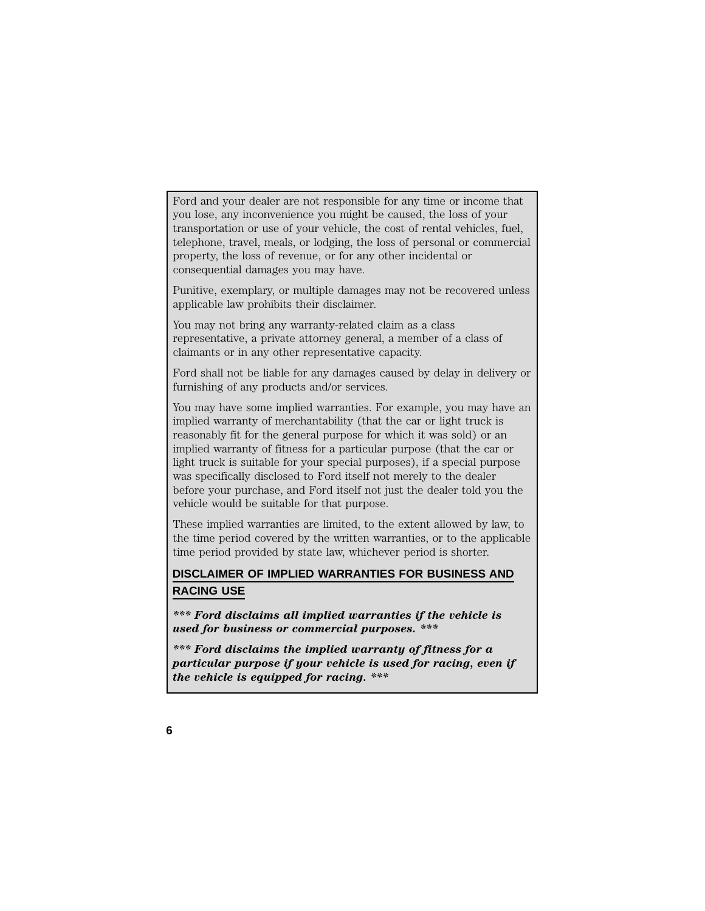Ford and your dealer are not responsible for any time or income that you lose, any inconvenience you might be caused, the loss of your transportation or use of your vehicle, the cost of rental vehicles, fuel, telephone, travel, meals, or lodging, the loss of personal or commercial property, the loss of revenue, or for any other incidental or consequential damages you may have.

Punitive, exemplary, or multiple damages may not be recovered unless applicable law prohibits their disclaimer.

You may not bring any warranty-related claim as a class representative, a private attorney general, a member of a class of claimants or in any other representative capacity.

Ford shall not be liable for any damages caused by delay in delivery or furnishing of any products and/or services.

You may have some implied warranties. For example, you may have an implied warranty of merchantability (that the car or light truck is reasonably fit for the general purpose for which it was sold) or an implied warranty of fitness for a particular purpose (that the car or light truck is suitable for your special purposes), if a special purpose was specifically disclosed to Ford itself not merely to the dealer before your purchase, and Ford itself not just the dealer told you the vehicle would be suitable for that purpose.

These implied warranties are limited, to the extent allowed by law, to the time period covered by the written warranties, or to the applicable time period provided by state law, whichever period is shorter.

## DISCLAIMER OF IMPLIED WARRANTIES FOR BUSINESS AND RACING USE

***\*\*\* Ford disclaims all implied warranties if the vehicle is used for business or commercial purposes. \*\*\****

***\*\*\* Ford disclaims the implied warranty of fitness for a particular purpose if your vehicle is used for racing, even if the vehicle is equipped for racing. \*\*\****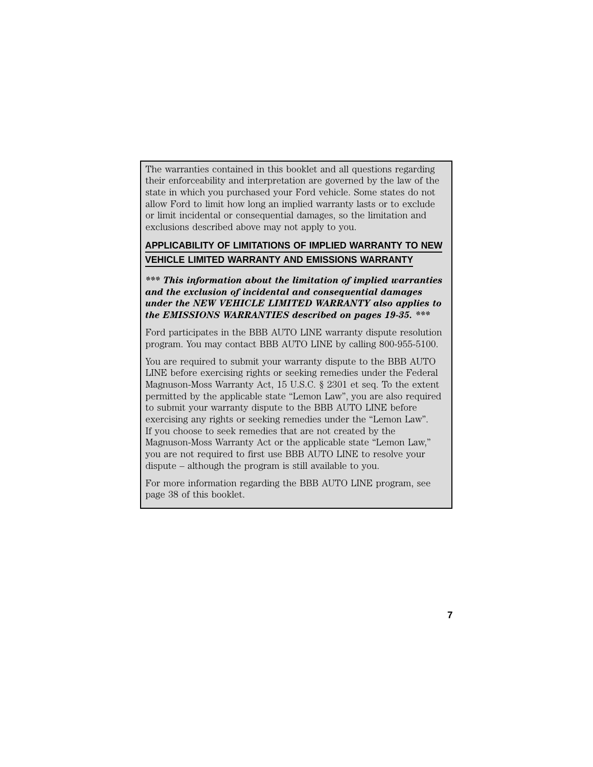The warranties contained in this booklet and all questions regarding their enforceability and interpretation are governed by the law of the state in which you purchased your Ford vehicle. Some states do not allow Ford to limit how long an implied warranty lasts or to exclude or limit incidental or consequential damages, so the limitation and exclusions described above may not apply to you.

## APPLICABILITY OF LIMITATIONS OF IMPLIED WARRANTY TO NEW VEHICLE LIMITED WARRANTY AND EMISSIONS WARRANTY

***** This information about the limitation of implied warranties and the exclusion of incidental and consequential damages under the NEW VEHICLE LIMITED WARRANTY also applies to the EMISSIONS WARRANTIES described on pages 19-35. *****

Ford participates in the BBB AUTO LINE warranty dispute resolution program. You may contact BBB AUTO LINE by calling 800-955-5100.

You are required to submit your warranty dispute to the BBB AUTO LINE before exercising rights or seeking remedies under the Federal Magnuson-Moss Warranty Act, 15 U.S.C. § 2301 et seq. To the extent permitted by the applicable state "Lemon Law", you are also required to submit your warranty dispute to the BBB AUTO LINE before exercising any rights or seeking remedies under the "Lemon Law". If you choose to seek remedies that are not created by the Magnuson-Moss Warranty Act or the applicable state "Lemon Law," you are not required to first use BBB AUTO LINE to resolve your dispute – although the program is still available to you.

For more information regarding the BBB AUTO LINE program, see page 38 of this booklet.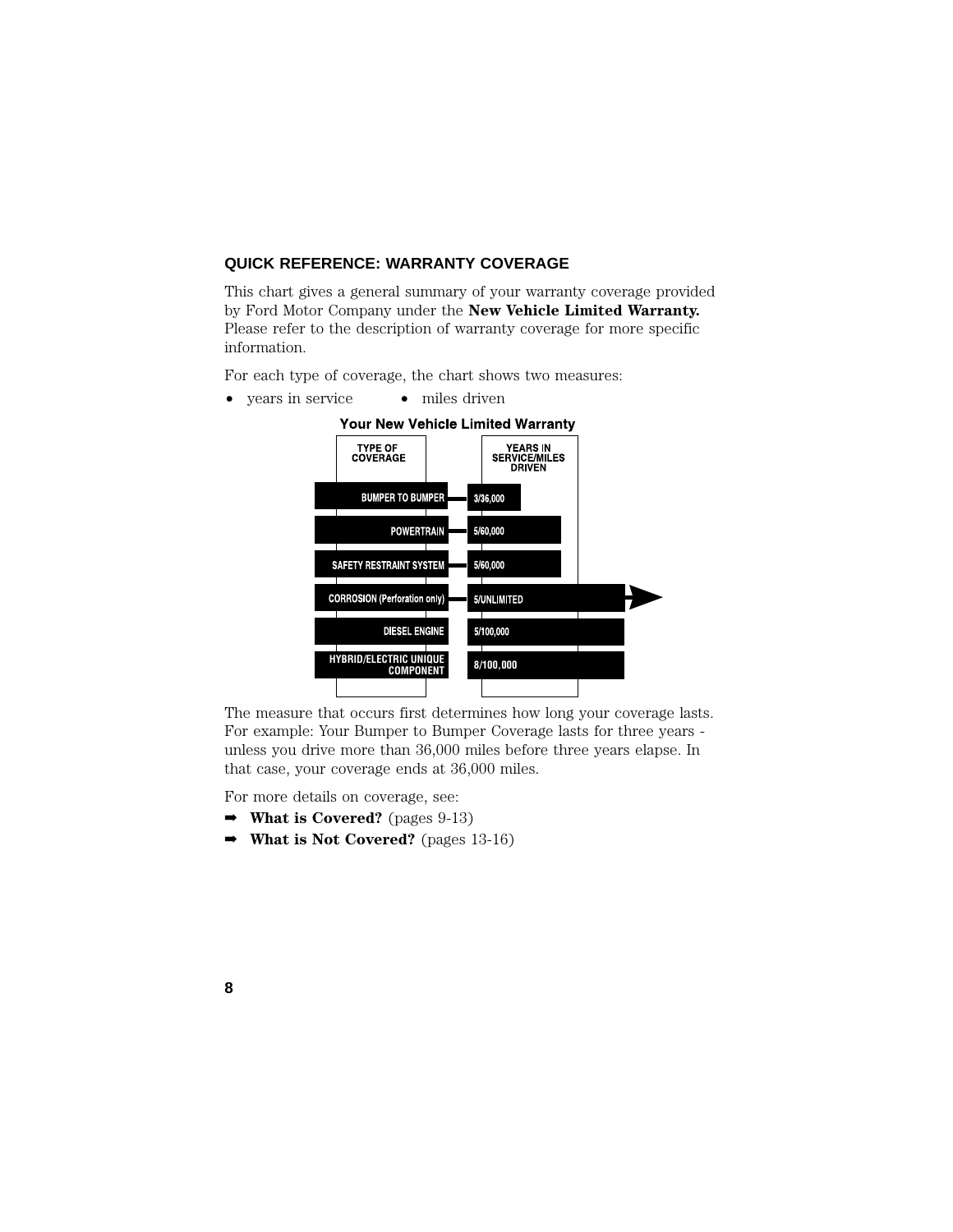## QUICK REFERENCE: WARRANTY COVERAGE

This chart gives a general summary of your warranty coverage provided by Ford Motor Company under the **New Vehicle Limited Warranty.** Please refer to the description of warranty coverage for more specific information.

For each type of coverage, the chart shows two measures:

- years in service
- miles driven

**Your New Vehicle Limited Warranty**

| TYPE OF COVERAGE | YEARS IN SERVICE/MILES DRIVEN |
| --- | --- |
| BUMPER TO BUMPER | 3/36,000 |
| POWERTRAIN | 5/60,000 |
| SAFETY RESTRAINT SYSTEM | 5/60,000 |
| CORROSION (Perforation only) | 5/UNLIMITED |
| DIESEL ENGINE | 5/100,000 |
| HYBRID/ELECTRIC UNIQUE COMPONENT | 8/100,000 |

The measure that occurs first determines how long your coverage lasts. For example: Your Bumper to Bumper Coverage lasts for three years - unless you drive more than 36,000 miles before three years elapse. In that case, your coverage ends at 36,000 miles.

For more details on coverage, see:

➡ **What is Covered?** (pages 9-13)

➡ **What is Not Covered?** (pages 13-16)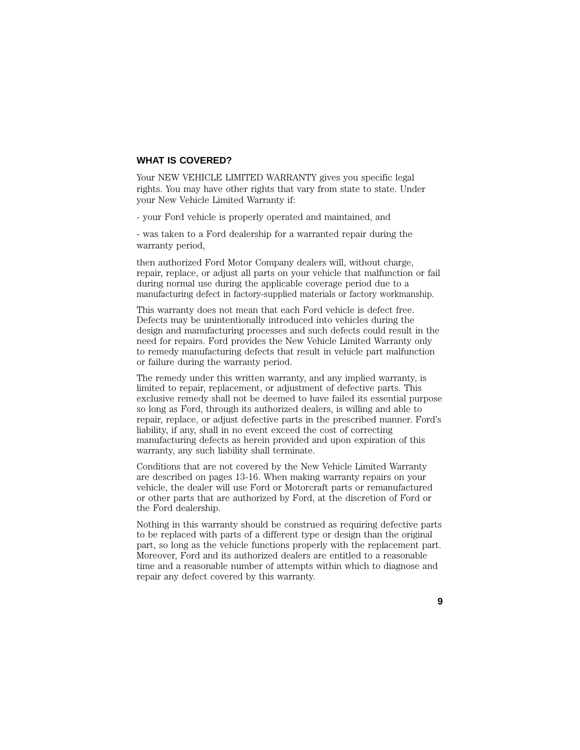## WHAT IS COVERED?

Your NEW VEHICLE LIMITED WARRANTY gives you specific legal rights. You may have other rights that vary from state to state. Under your New Vehicle Limited Warranty if:

- your Ford vehicle is properly operated and maintained, and

- was taken to a Ford dealership for a warranted repair during the warranty period,

then authorized Ford Motor Company dealers will, without charge, repair, replace, or adjust all parts on your vehicle that malfunction or fail during normal use during the applicable coverage period due to a manufacturing defect in factory-supplied materials or factory workmanship.

This warranty does not mean that each Ford vehicle is defect free. Defects may be unintentionally introduced into vehicles during the design and manufacturing processes and such defects could result in the need for repairs. Ford provides the New Vehicle Limited Warranty only to remedy manufacturing defects that result in vehicle part malfunction or failure during the warranty period.

The remedy under this written warranty, and any implied warranty, is limited to repair, replacement, or adjustment of defective parts. This exclusive remedy shall not be deemed to have failed its essential purpose so long as Ford, through its authorized dealers, is willing and able to repair, replace, or adjust defective parts in the prescribed manner. Ford's liability, if any, shall in no event exceed the cost of correcting manufacturing defects as herein provided and upon expiration of this warranty, any such liability shall terminate.

Conditions that are not covered by the New Vehicle Limited Warranty are described on pages 13-16. When making warranty repairs on your vehicle, the dealer will use Ford or Motorcraft parts or remanufactured or other parts that are authorized by Ford, at the discretion of Ford or the Ford dealership.

Nothing in this warranty should be construed as requiring defective parts to be replaced with parts of a different type or design than the original part, so long as the vehicle functions properly with the replacement part. Moreover, Ford and its authorized dealers are entitled to a reasonable time and a reasonable number of attempts within which to diagnose and repair any defect covered by this warranty.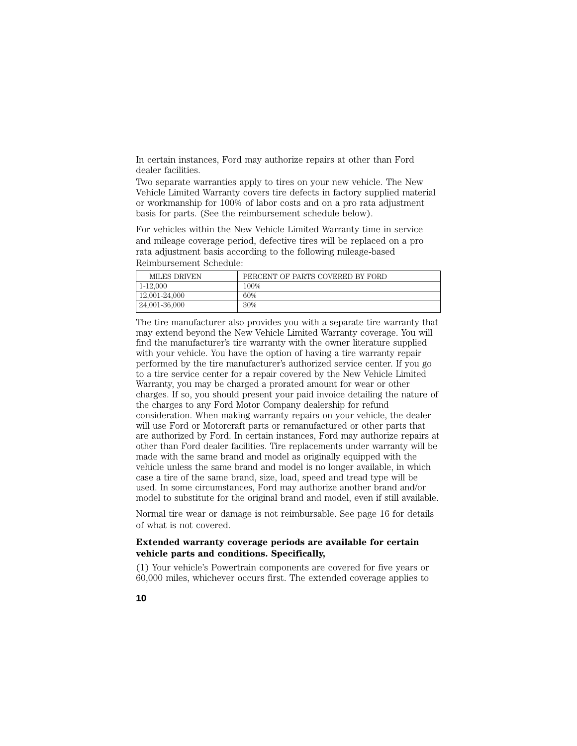In certain instances, Ford may authorize repairs at other than Ford dealer facilities.

Two separate warranties apply to tires on your new vehicle. The New Vehicle Limited Warranty covers tire defects in factory supplied material or workmanship for 100% of labor costs and on a pro rata adjustment basis for parts. (See the reimbursement schedule below).

For vehicles within the New Vehicle Limited Warranty time in service and mileage coverage period, defective tires will be replaced on a pro rata adjustment basis according to the following mileage-based Reimbursement Schedule:

| MILES DRIVEN | PERCENT OF PARTS COVERED BY FORD |
|---|---|
| 1-12,000 | 100% |
| 12,001-24,000 | 60% |
| 24,001-36,000 | 30% |

The tire manufacturer also provides you with a separate tire warranty that may extend beyond the New Vehicle Limited Warranty coverage. You will find the manufacturer's tire warranty with the owner literature supplied with your vehicle. You have the option of having a tire warranty repair performed by the tire manufacturer's authorized service center. If you go to a tire service center for a repair covered by the New Vehicle Limited Warranty, you may be charged a prorated amount for wear or other charges. If so, you should present your paid invoice detailing the nature of the charges to any Ford Motor Company dealership for refund consideration. When making warranty repairs on your vehicle, the dealer will use Ford or Motorcraft parts or remanufactured or other parts that are authorized by Ford. In certain instances, Ford may authorize repairs at other than Ford dealer facilities. Tire replacements under warranty will be made with the same brand and model as originally equipped with the vehicle unless the same brand and model is no longer available, in which case a tire of the same brand, size, load, speed and tread type will be used. In some circumstances, Ford may authorize another brand and/or model to substitute for the original brand and model, even if still available.

Normal tire wear or damage is not reimbursable. See page 16 for details of what is not covered.

**Extended warranty coverage periods are available for certain vehicle parts and conditions. Specifically,**

(1) Your vehicle's Powertrain components are covered for five years or 60,000 miles, whichever occurs first. The extended coverage applies to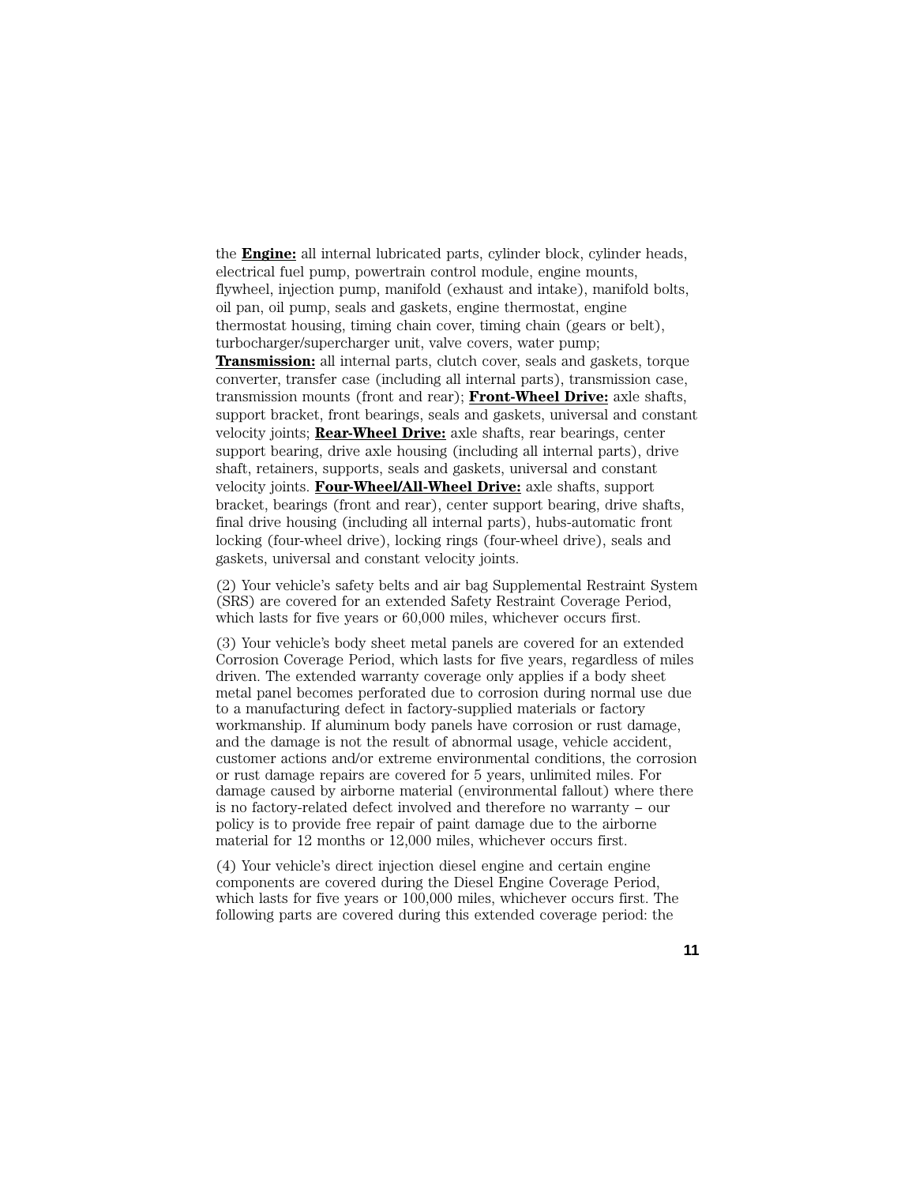the **Engine:** all internal lubricated parts, cylinder block, cylinder heads, electrical fuel pump, powertrain control module, engine mounts, flywheel, injection pump, manifold (exhaust and intake), manifold bolts, oil pan, oil pump, seals and gaskets, engine thermostat, engine thermostat housing, timing chain cover, timing chain (gears or belt), turbocharger/supercharger unit, valve covers, water pump; **Transmission:** all internal parts, clutch cover, seals and gaskets, torque converter, transfer case (including all internal parts), transmission case, transmission mounts (front and rear); **Front-Wheel Drive:** axle shafts, support bracket, front bearings, seals and gaskets, universal and constant velocity joints; **Rear-Wheel Drive:** axle shafts, rear bearings, center support bearing, drive axle housing (including all internal parts), drive shaft, retainers, supports, seals and gaskets, universal and constant velocity joints. **Four-Wheel/All-Wheel Drive:** axle shafts, support bracket, bearings (front and rear), center support bearing, drive shafts, final drive housing (including all internal parts), hubs-automatic front locking (four-wheel drive), locking rings (four-wheel drive), seals and gaskets, universal and constant velocity joints.

(2) Your vehicle's safety belts and air bag Supplemental Restraint System (SRS) are covered for an extended Safety Restraint Coverage Period, which lasts for five years or 60,000 miles, whichever occurs first.

(3) Your vehicle's body sheet metal panels are covered for an extended Corrosion Coverage Period, which lasts for five years, regardless of miles driven. The extended warranty coverage only applies if a body sheet metal panel becomes perforated due to corrosion during normal use due to a manufacturing defect in factory-supplied materials or factory workmanship. If aluminum body panels have corrosion or rust damage, and the damage is not the result of abnormal usage, vehicle accident, customer actions and/or extreme environmental conditions, the corrosion or rust damage repairs are covered for 5 years, unlimited miles. For damage caused by airborne material (environmental fallout) where there is no factory-related defect involved and therefore no warranty – our policy is to provide free repair of paint damage due to the airborne material for 12 months or 12,000 miles, whichever occurs first.

(4) Your vehicle's direct injection diesel engine and certain engine components are covered during the Diesel Engine Coverage Period, which lasts for five years or 100,000 miles, whichever occurs first. The following parts are covered during this extended coverage period: the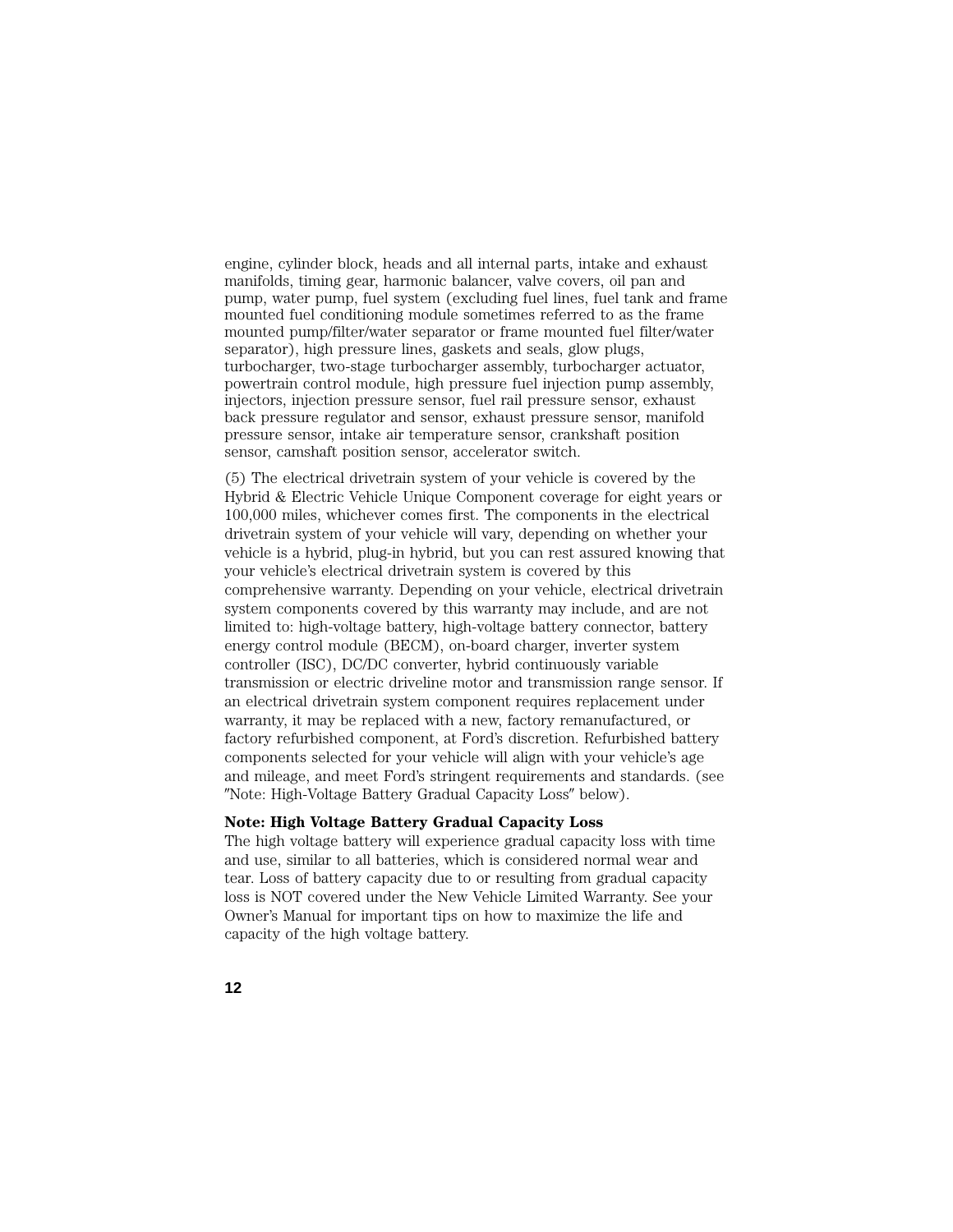engine, cylinder block, heads and all internal parts, intake and exhaust manifolds, timing gear, harmonic balancer, valve covers, oil pan and pump, water pump, fuel system (excluding fuel lines, fuel tank and frame mounted fuel conditioning module sometimes referred to as the frame mounted pump/filter/water separator or frame mounted fuel filter/water separator), high pressure lines, gaskets and seals, glow plugs, turbocharger, two-stage turbocharger assembly, turbocharger actuator, powertrain control module, high pressure fuel injection pump assembly, injectors, injection pressure sensor, fuel rail pressure sensor, exhaust back pressure regulator and sensor, exhaust pressure sensor, manifold pressure sensor, intake air temperature sensor, crankshaft position sensor, camshaft position sensor, accelerator switch.

(5) The electrical drivetrain system of your vehicle is covered by the Hybrid & Electric Vehicle Unique Component coverage for eight years or 100,000 miles, whichever comes first. The components in the electrical drivetrain system of your vehicle will vary, depending on whether your vehicle is a hybrid, plug-in hybrid, but you can rest assured knowing that your vehicle's electrical drivetrain system is covered by this comprehensive warranty. Depending on your vehicle, electrical drivetrain system components covered by this warranty may include, and are not limited to: high-voltage battery, high-voltage battery connector, battery energy control module (BECM), on-board charger, inverter system controller (ISC), DC/DC converter, hybrid continuously variable transmission or electric driveline motor and transmission range sensor. If an electrical drivetrain system component requires replacement under warranty, it may be replaced with a new, factory remanufactured, or factory refurbished component, at Ford's discretion. Refurbished battery components selected for your vehicle will align with your vehicle's age and mileage, and meet Ford's stringent requirements and standards. (see "Note: High-Voltage Battery Gradual Capacity Loss" below).

**Note: High Voltage Battery Gradual Capacity Loss**

The high voltage battery will experience gradual capacity loss with time and use, similar to all batteries, which is considered normal wear and tear. Loss of battery capacity due to or resulting from gradual capacity loss is NOT covered under the New Vehicle Limited Warranty. See your Owner's Manual for important tips on how to maximize the life and capacity of the high voltage battery.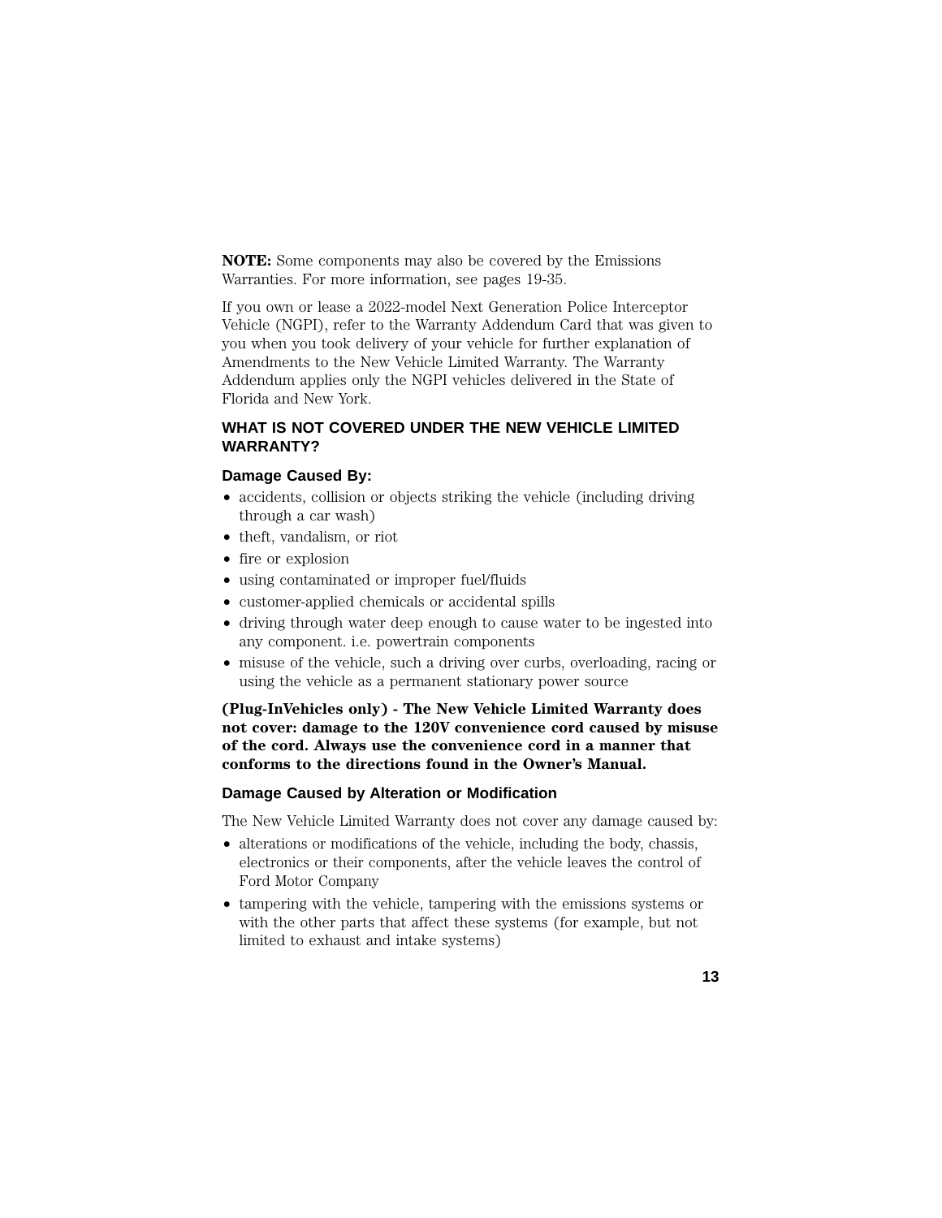**NOTE:** Some components may also be covered by the Emissions Warranties. For more information, see pages 19-35.

If you own or lease a 2022-model Next Generation Police Interceptor Vehicle (NGPI), refer to the Warranty Addendum Card that was given to you when you took delivery of your vehicle for further explanation of Amendments to the New Vehicle Limited Warranty. The Warranty Addendum applies only the NGPI vehicles delivered in the State of Florida and New York.

## WHAT IS NOT COVERED UNDER THE NEW VEHICLE LIMITED WARRANTY?

### Damage Caused By:

- accidents, collision or objects striking the vehicle (including driving through a car wash)
- theft, vandalism, or riot
- fire or explosion
- using contaminated or improper fuel/fluids
- customer-applied chemicals or accidental spills
- driving through water deep enough to cause water to be ingested into any component. i.e. powertrain components
- misuse of the vehicle, such a driving over curbs, overloading, racing or using the vehicle as a permanent stationary power source

**(Plug-InVehicles only) - The New Vehicle Limited Warranty does not cover: damage to the 120V convenience cord caused by misuse of the cord. Always use the convenience cord in a manner that conforms to the directions found in the Owner's Manual.**

### Damage Caused by Alteration or Modification

The New Vehicle Limited Warranty does not cover any damage caused by:

- alterations or modifications of the vehicle, including the body, chassis, electronics or their components, after the vehicle leaves the control of Ford Motor Company
- tampering with the vehicle, tampering with the emissions systems or with the other parts that affect these systems (for example, but not limited to exhaust and intake systems)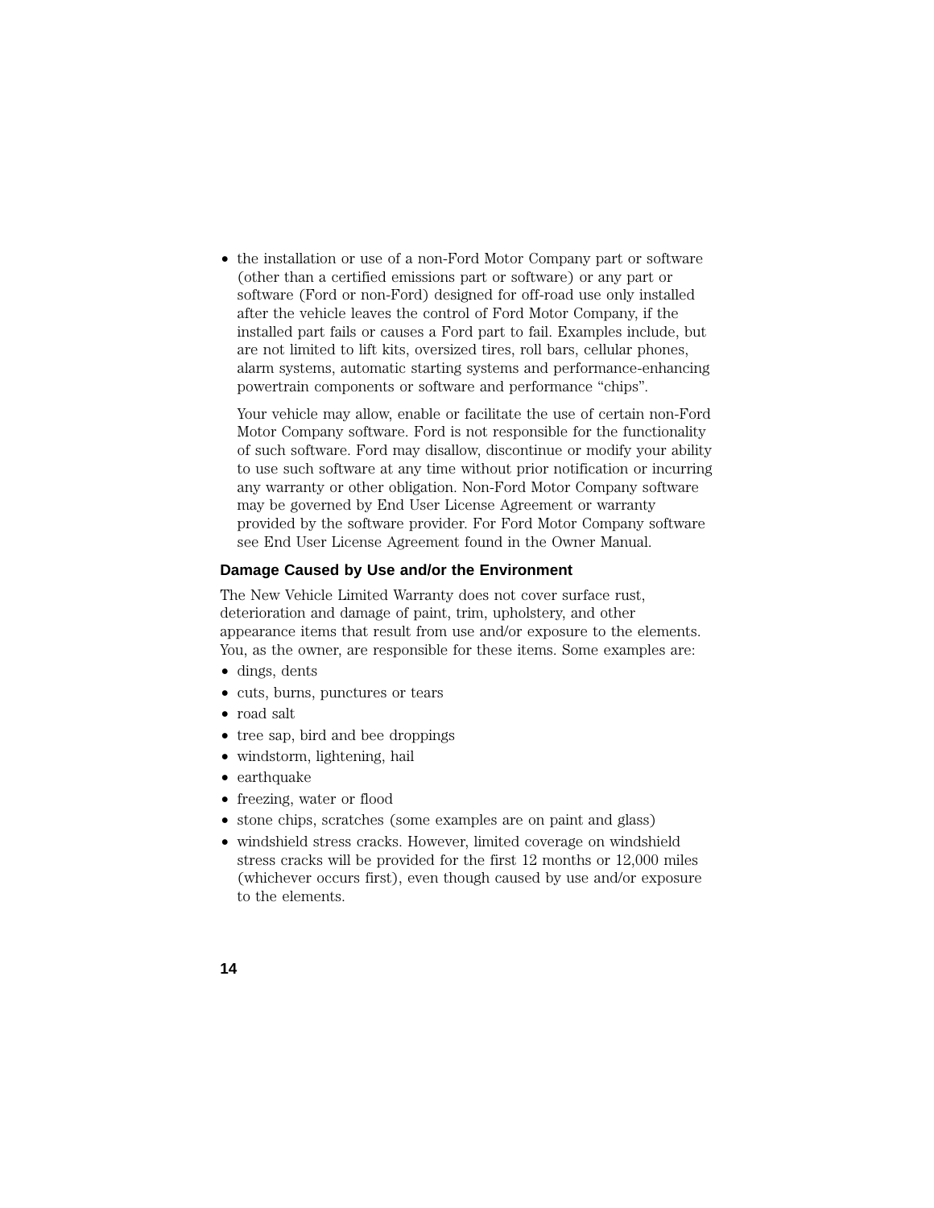- the installation or use of a non-Ford Motor Company part or software (other than a certified emissions part or software) or any part or software (Ford or non-Ford) designed for off-road use only installed after the vehicle leaves the control of Ford Motor Company, if the installed part fails or causes a Ford part to fail. Examples include, but are not limited to lift kits, oversized tires, roll bars, cellular phones, alarm systems, automatic starting systems and performance-enhancing powertrain components or software and performance "chips".

  Your vehicle may allow, enable or facilitate the use of certain non-Ford Motor Company software. Ford is not responsible for the functionality of such software. Ford may disallow, discontinue or modify your ability to use such software at any time without prior notification or incurring any warranty or other obligation. Non-Ford Motor Company software may be governed by End User License Agreement or warranty provided by the software provider. For Ford Motor Company software see End User License Agreement found in the Owner Manual.

### Damage Caused by Use and/or the Environment

The New Vehicle Limited Warranty does not cover surface rust, deterioration and damage of paint, trim, upholstery, and other appearance items that result from use and/or exposure to the elements. You, as the owner, are responsible for these items. Some examples are:

- dings, dents
- cuts, burns, punctures or tears
- road salt
- tree sap, bird and bee droppings
- windstorm, lightening, hail
- earthquake
- freezing, water or flood
- stone chips, scratches (some examples are on paint and glass)
- windshield stress cracks. However, limited coverage on windshield stress cracks will be provided for the first 12 months or 12,000 miles (whichever occurs first), even though caused by use and/or exposure to the elements.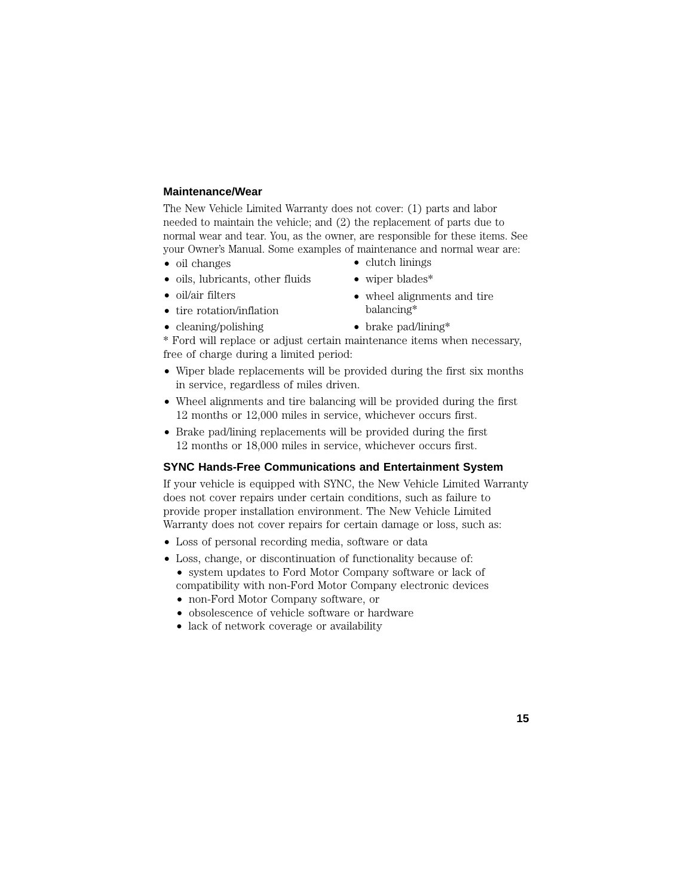### Maintenance/Wear

The New Vehicle Limited Warranty does not cover: (1) parts and labor needed to maintain the vehicle; and (2) the replacement of parts due to normal wear and tear. You, as the owner, are responsible for these items. See your Owner's Manual. Some examples of maintenance and normal wear are:

- oil changes
- oils, lubricants, other fluids
- oil/air filters
- tire rotation/inflation
- cleaning/polishing
- clutch linings
- wiper blades*
- wheel alignments and tire balancing*
- brake pad/lining*

* Ford will replace or adjust certain maintenance items when necessary, free of charge during a limited period:

- Wiper blade replacements will be provided during the first six months in service, regardless of miles driven.
- Wheel alignments and tire balancing will be provided during the first 12 months or 12,000 miles in service, whichever occurs first.
- Brake pad/lining replacements will be provided during the first 12 months or 18,000 miles in service, whichever occurs first.

### SYNC Hands-Free Communications and Entertainment System

If your vehicle is equipped with SYNC, the New Vehicle Limited Warranty does not cover repairs under certain conditions, such as failure to provide proper installation environment. The New Vehicle Limited Warranty does not cover repairs for certain damage or loss, such as:

- Loss of personal recording media, software or data
- Loss, change, or discontinuation of functionality because of:
  - system updates to Ford Motor Company software or lack of compatibility with non-Ford Motor Company electronic devices
  - non-Ford Motor Company software, or
  - obsolescence of vehicle software or hardware
  - lack of network coverage or availability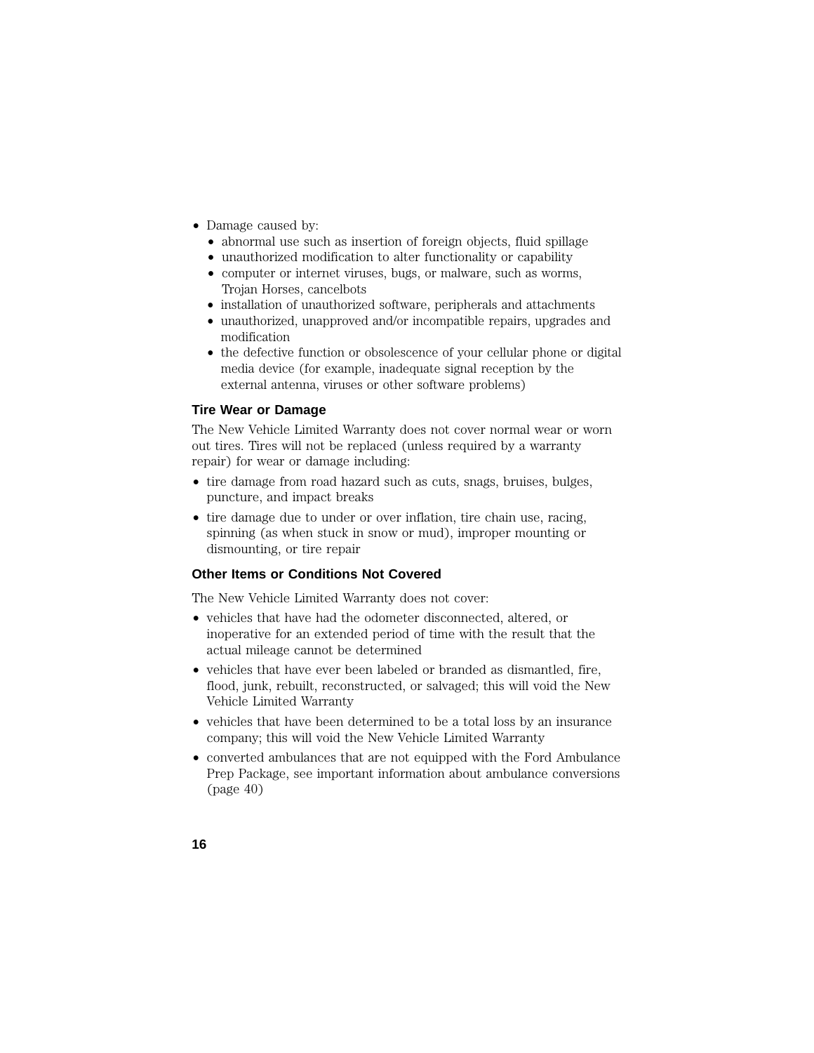- Damage caused by:
  - abnormal use such as insertion of foreign objects, fluid spillage
  - unauthorized modification to alter functionality or capability
  - computer or internet viruses, bugs, or malware, such as worms, Trojan Horses, cancelbots
  - installation of unauthorized software, peripherals and attachments
  - unauthorized, unapproved and/or incompatible repairs, upgrades and modification
  - the defective function or obsolescence of your cellular phone or digital media device (for example, inadequate signal reception by the external antenna, viruses or other software problems)

### Tire Wear or Damage

The New Vehicle Limited Warranty does not cover normal wear or worn out tires. Tires will not be replaced (unless required by a warranty repair) for wear or damage including:

- tire damage from road hazard such as cuts, snags, bruises, bulges, puncture, and impact breaks
- tire damage due to under or over inflation, tire chain use, racing, spinning (as when stuck in snow or mud), improper mounting or dismounting, or tire repair

### Other Items or Conditions Not Covered

The New Vehicle Limited Warranty does not cover:

- vehicles that have had the odometer disconnected, altered, or inoperative for an extended period of time with the result that the actual mileage cannot be determined
- vehicles that have ever been labeled or branded as dismantled, fire, flood, junk, rebuilt, reconstructed, or salvaged; this will void the New Vehicle Limited Warranty
- vehicles that have been determined to be a total loss by an insurance company; this will void the New Vehicle Limited Warranty
- converted ambulances that are not equipped with the Ford Ambulance Prep Package, see important information about ambulance conversions (page 40)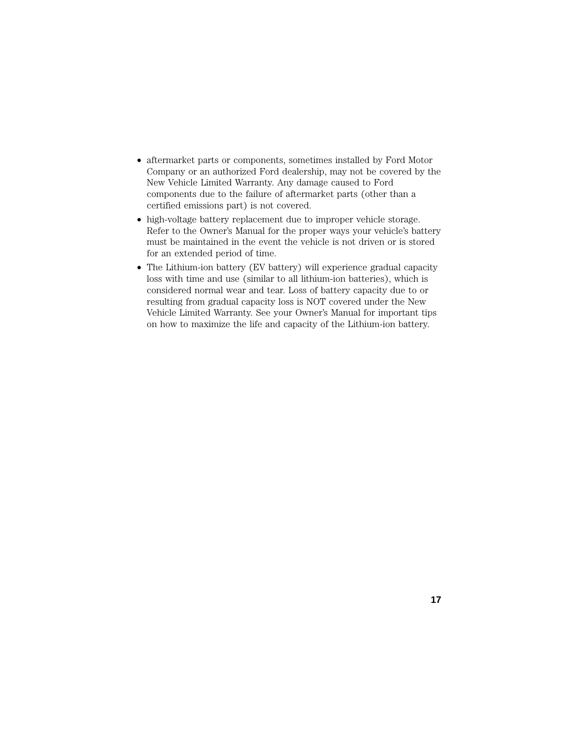- aftermarket parts or components, sometimes installed by Ford Motor Company or an authorized Ford dealership, may not be covered by the New Vehicle Limited Warranty. Any damage caused to Ford components due to the failure of aftermarket parts (other than a certified emissions part) is not covered.
- high-voltage battery replacement due to improper vehicle storage. Refer to the Owner's Manual for the proper ways your vehicle's battery must be maintained in the event the vehicle is not driven or is stored for an extended period of time.
- The Lithium-ion battery (EV battery) will experience gradual capacity loss with time and use (similar to all lithium-ion batteries), which is considered normal wear and tear. Loss of battery capacity due to or resulting from gradual capacity loss is NOT covered under the New Vehicle Limited Warranty. See your Owner's Manual for important tips on how to maximize the life and capacity of the Lithium-ion battery.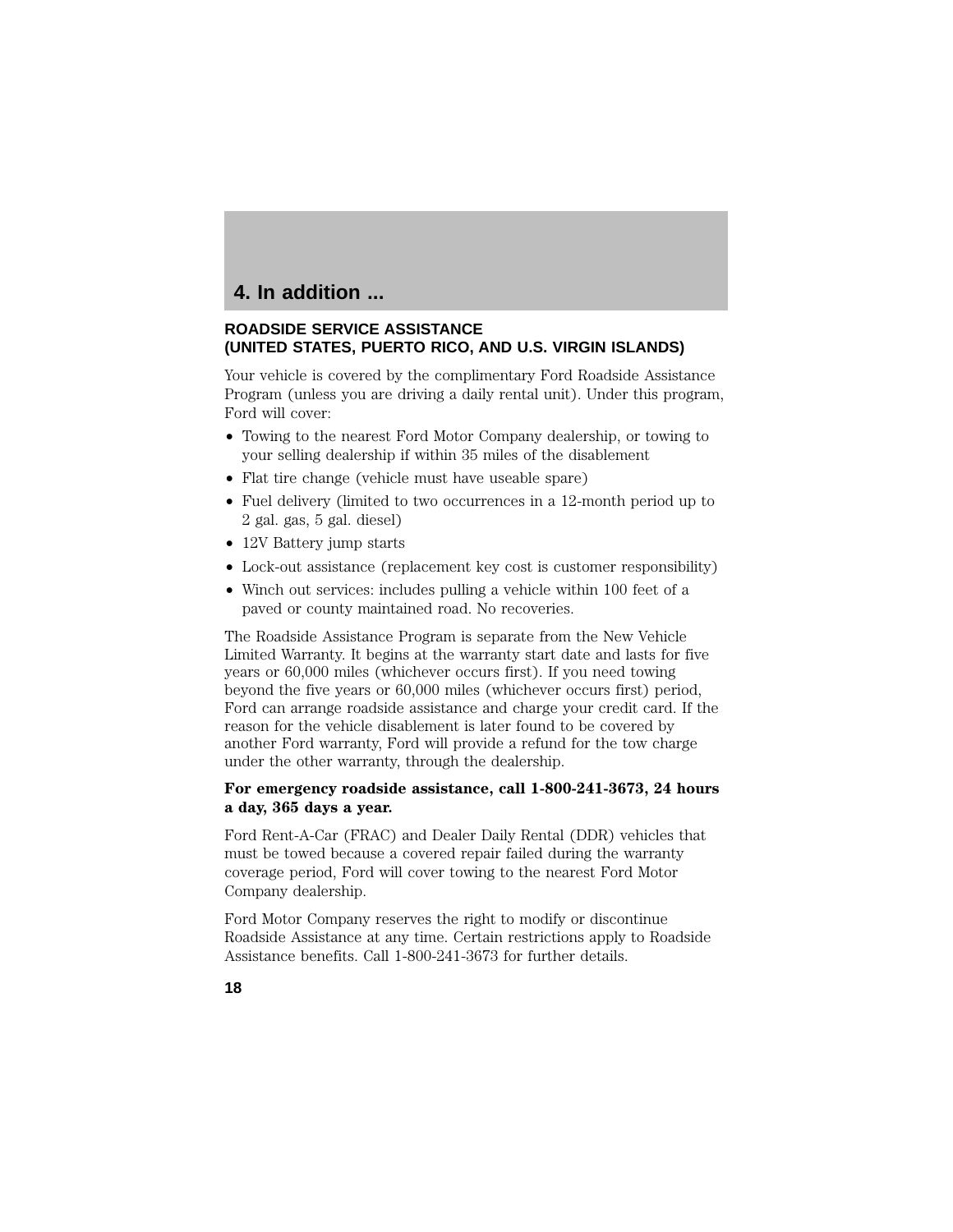# 4. In addition ...

## ROADSIDE SERVICE ASSISTANCE (UNITED STATES, PUERTO RICO, AND U.S. VIRGIN ISLANDS)

Your vehicle is covered by the complimentary Ford Roadside Assistance Program (unless you are driving a daily rental unit). Under this program, Ford will cover:

- Towing to the nearest Ford Motor Company dealership, or towing to your selling dealership if within 35 miles of the disablement
- Flat tire change (vehicle must have useable spare)
- Fuel delivery (limited to two occurrences in a 12-month period up to 2 gal. gas, 5 gal. diesel)
- 12V Battery jump starts
- Lock-out assistance (replacement key cost is customer responsibility)
- Winch out services: includes pulling a vehicle within 100 feet of a paved or county maintained road. No recoveries.

The Roadside Assistance Program is separate from the New Vehicle Limited Warranty. It begins at the warranty start date and lasts for five years or 60,000 miles (whichever occurs first). If you need towing beyond the five years or 60,000 miles (whichever occurs first) period, Ford can arrange roadside assistance and charge your credit card. If the reason for the vehicle disablement is later found to be covered by another Ford warranty, Ford will provide a refund for the tow charge under the other warranty, through the dealership.

**For emergency roadside assistance, call 1-800-241-3673, 24 hours a day, 365 days a year.**

Ford Rent-A-Car (FRAC) and Dealer Daily Rental (DDR) vehicles that must be towed because a covered repair failed during the warranty coverage period, Ford will cover towing to the nearest Ford Motor Company dealership.

Ford Motor Company reserves the right to modify or discontinue Roadside Assistance at any time. Certain restrictions apply to Roadside Assistance benefits. Call 1-800-241-3673 for further details.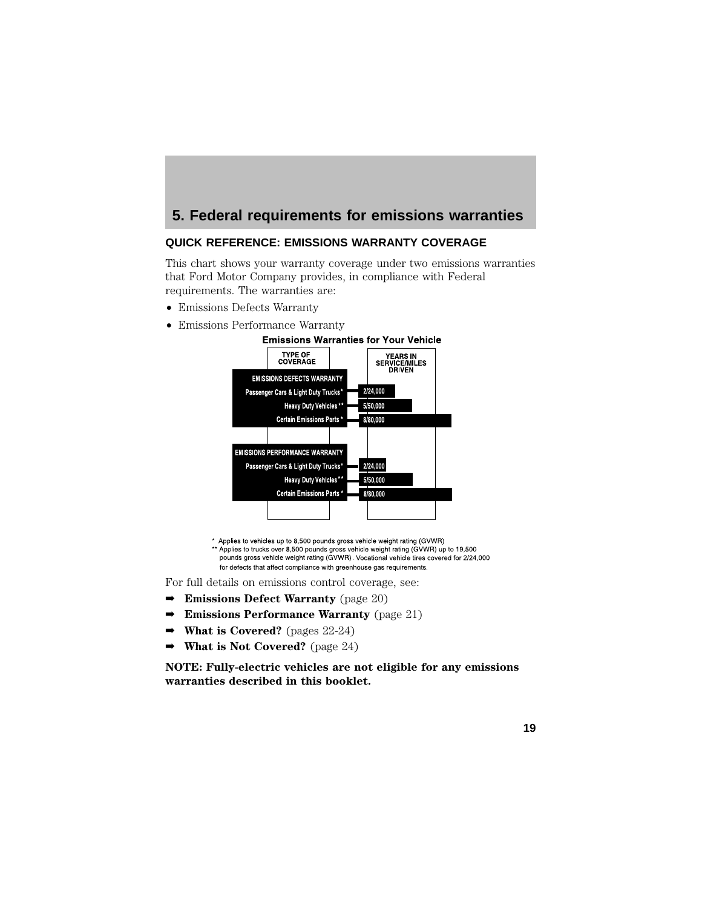# 5. Federal requirements for emissions warranties

## QUICK REFERENCE: EMISSIONS WARRANTY COVERAGE

This chart shows your warranty coverage under two emissions warranties that Ford Motor Company provides, in compliance with Federal requirements. The warranties are:

- Emissions Defects Warranty
- Emissions Performance Warranty

**Emissions Warranties for Your Vehicle**

| TYPE OF COVERAGE | YEARS IN SERVICE/MILES DRIVEN |
| --- | --- |
| **EMISSIONS DEFECTS WARRANTY** | |
| Passenger Cars & Light Duty Trucks* | 2/24,000 |
| Heavy Duty Vehicles** | 5/50,000 |
| Certain Emissions Parts* | 8/80,000 |
| **EMISSIONS PERFORMANCE WARRANTY** | |
| Passenger Cars & Light Duty Trucks* | 2/24,000 |
| Heavy Duty Vehicles** | 5/50,000 |
| Certain Emissions Parts* | 8/80,000 |

\* Applies to vehicles up to 8,500 pounds gross vehicle weight rating (GVWR)

\*\* Applies to trucks over 8,500 pounds gross vehicle weight rating (GVWR) up to 19,500 pounds gross vehicle weight rating (GVWR). Vocational vehicle tires covered for 2/24,000 for defects that affect compliance with greenhouse gas requirements.

For full details on emissions control coverage, see:

- ➡ **Emissions Defect Warranty** (page 20)
- ➡ **Emissions Performance Warranty** (page 21)
- ➡ **What is Covered?** (pages 22-24)
- ➡ **What is Not Covered?** (page 24)

**NOTE: Fully-electric vehicles are not eligible for any emissions warranties described in this booklet.**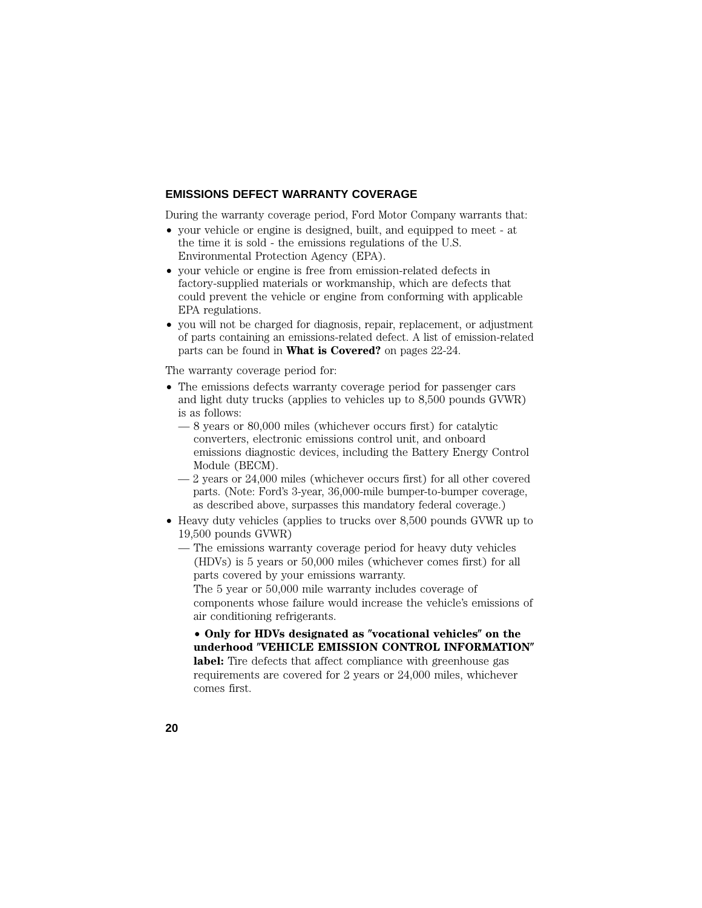## EMISSIONS DEFECT WARRANTY COVERAGE

During the warranty coverage period, Ford Motor Company warrants that:

- your vehicle or engine is designed, built, and equipped to meet - at the time it is sold - the emissions regulations of the U.S. Environmental Protection Agency (EPA).
- your vehicle or engine is free from emission-related defects in factory-supplied materials or workmanship, which are defects that could prevent the vehicle or engine from conforming with applicable EPA regulations.
- you will not be charged for diagnosis, repair, replacement, or adjustment of parts containing an emissions-related defect. A list of emission-related parts can be found in **What is Covered?** on pages 22-24.

The warranty coverage period for:

- The emissions defects warranty coverage period for passenger cars and light duty trucks (applies to vehicles up to 8,500 pounds GVWR) is as follows:
  - — 8 years or 80,000 miles (whichever occurs first) for catalytic converters, electronic emissions control unit, and onboard emissions diagnostic devices, including the Battery Energy Control Module (BECM).
  - — 2 years or 24,000 miles (whichever occurs first) for all other covered parts. (Note: Ford's 3-year, 36,000-mile bumper-to-bumper coverage, as described above, surpasses this mandatory federal coverage.)
- Heavy duty vehicles (applies to trucks over 8,500 pounds GVWR up to 19,500 pounds GVWR)
  - — The emissions warranty coverage period for heavy duty vehicles (HDVs) is 5 years or 50,000 miles (whichever comes first) for all parts covered by your emissions warranty.

    The 5 year or 50,000 mile warranty includes coverage of components whose failure would increase the vehicle's emissions of air conditioning refrigerants.

    - **Only for HDVs designated as "vocational vehicles" on the underhood "VEHICLE EMISSION CONTROL INFORMATION" label:** Tire defects that affect compliance with greenhouse gas requirements are covered for 2 years or 24,000 miles, whichever comes first.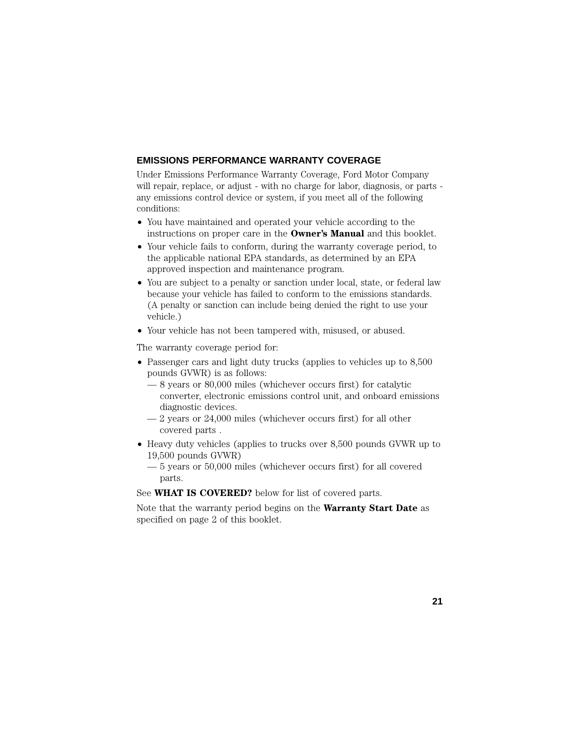## EMISSIONS PERFORMANCE WARRANTY COVERAGE

Under Emissions Performance Warranty Coverage, Ford Motor Company will repair, replace, or adjust - with no charge for labor, diagnosis, or parts - any emissions control device or system, if you meet all of the following conditions:

- You have maintained and operated your vehicle according to the instructions on proper care in the **Owner's Manual** and this booklet.
- Your vehicle fails to conform, during the warranty coverage period, to the applicable national EPA standards, as determined by an EPA approved inspection and maintenance program.
- You are subject to a penalty or sanction under local, state, or federal law because your vehicle has failed to conform to the emissions standards. (A penalty or sanction can include being denied the right to use your vehicle.)
- Your vehicle has not been tampered with, misused, or abused.

The warranty coverage period for:

- Passenger cars and light duty trucks (applies to vehicles up to 8,500 pounds GVWR) is as follows:
  - — 8 years or 80,000 miles (whichever occurs first) for catalytic converter, electronic emissions control unit, and onboard emissions diagnostic devices.
  - — 2 years or 24,000 miles (whichever occurs first) for all other covered parts .
- Heavy duty vehicles (applies to trucks over 8,500 pounds GVWR up to 19,500 pounds GVWR)
  - — 5 years or 50,000 miles (whichever occurs first) for all covered parts.

See **WHAT IS COVERED?** below for list of covered parts.

Note that the warranty period begins on the **Warranty Start Date** as specified on page 2 of this booklet.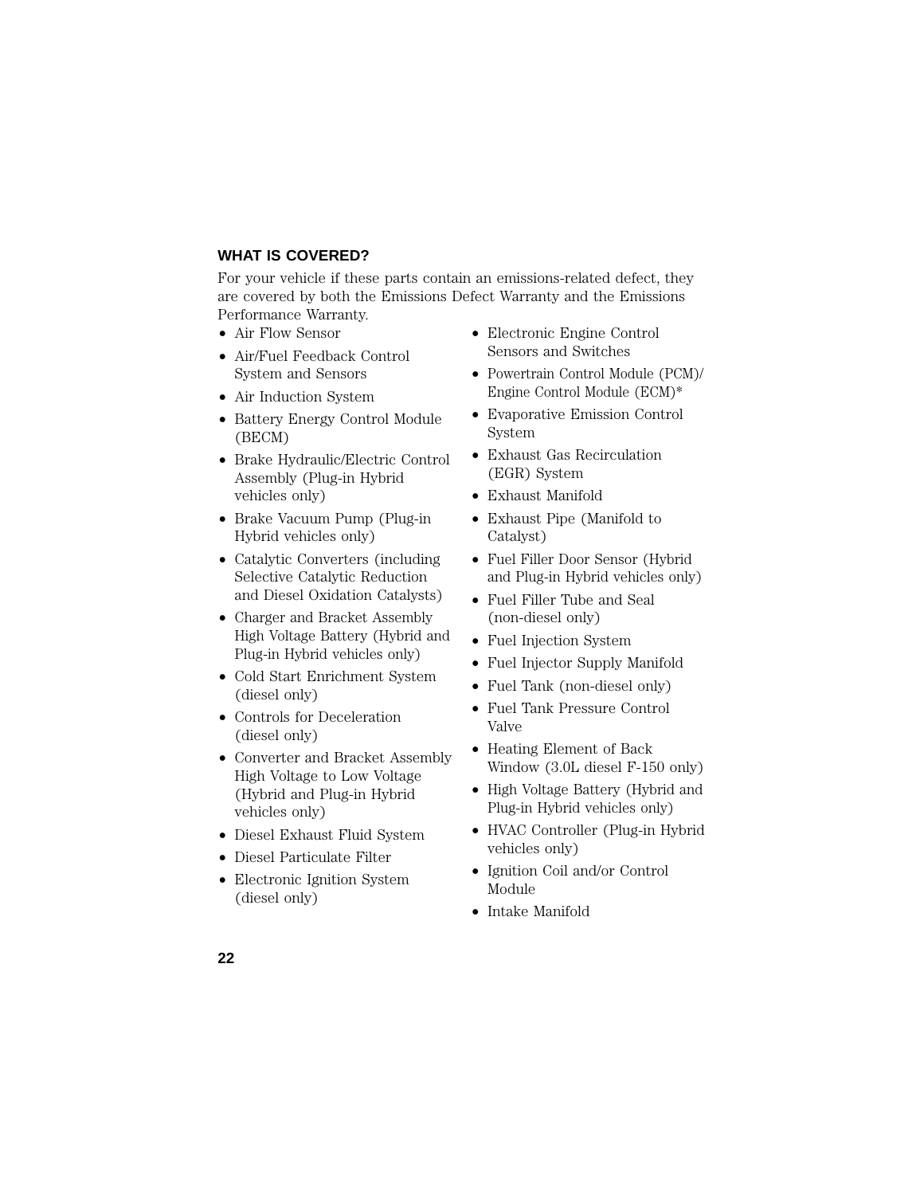## WHAT IS COVERED?

For your vehicle if these parts contain an emissions-related defect, they are covered by both the Emissions Defect Warranty and the Emissions Performance Warranty.

- Air Flow Sensor
- Air/Fuel Feedback Control System and Sensors
- Air Induction System
- Battery Energy Control Module (BECM)
- Brake Hydraulic/Electric Control Assembly (Plug-in Hybrid vehicles only)
- Brake Vacuum Pump (Plug-in Hybrid vehicles only)
- Catalytic Converters (including Selective Catalytic Reduction and Diesel Oxidation Catalysts)
- Charger and Bracket Assembly High Voltage Battery (Hybrid and Plug-in Hybrid vehicles only)
- Cold Start Enrichment System (diesel only)
- Controls for Deceleration (diesel only)
- Converter and Bracket Assembly High Voltage to Low Voltage (Hybrid and Plug-in Hybrid vehicles only)
- Diesel Exhaust Fluid System
- Diesel Particulate Filter
- Electronic Ignition System (diesel only)
- Electronic Engine Control Sensors and Switches
- Powertrain Control Module (PCM)/ Engine Control Module (ECM)*
- Evaporative Emission Control System
- Exhaust Gas Recirculation (EGR) System
- Exhaust Manifold
- Exhaust Pipe (Manifold to Catalyst)
- Fuel Filler Door Sensor (Hybrid and Plug-in Hybrid vehicles only)
- Fuel Filler Tube and Seal (non-diesel only)
- Fuel Injection System
- Fuel Injector Supply Manifold
- Fuel Tank (non-diesel only)
- Fuel Tank Pressure Control Valve
- Heating Element of Back Window (3.0L diesel F-150 only)
- High Voltage Battery (Hybrid and Plug-in Hybrid vehicles only)
- HVAC Controller (Plug-in Hybrid vehicles only)
- Ignition Coil and/or Control Module
- Intake Manifold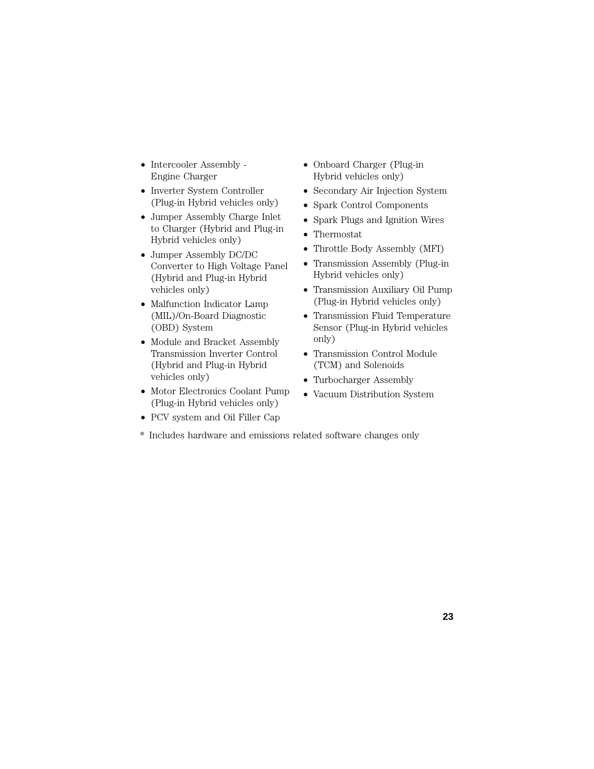- Intercooler Assembly - Engine Charger
- Inverter System Controller (Plug-in Hybrid vehicles only)
- Jumper Assembly Charge Inlet to Charger (Hybrid and Plug-in Hybrid vehicles only)
- Jumper Assembly DC/DC Converter to High Voltage Panel (Hybrid and Plug-in Hybrid vehicles only)
- Malfunction Indicator Lamp (MIL)/On-Board Diagnostic (OBD) System
- Module and Bracket Assembly Transmission Inverter Control (Hybrid and Plug-in Hybrid vehicles only)
- Motor Electronics Coolant Pump (Plug-in Hybrid vehicles only)
- PCV system and Oil Filler Cap
- Onboard Charger (Plug-in Hybrid vehicles only)
- Secondary Air Injection System
- Spark Control Components
- Spark Plugs and Ignition Wires
- Thermostat
- Throttle Body Assembly (MFI)
- Transmission Assembly (Plug-in Hybrid vehicles only)
- Transmission Auxiliary Oil Pump (Plug-in Hybrid vehicles only)
- Transmission Fluid Temperature Sensor (Plug-in Hybrid vehicles only)
- Transmission Control Module (TCM) and Solenoids
- Turbocharger Assembly
- Vacuum Distribution System

* Includes hardware and emissions related software changes only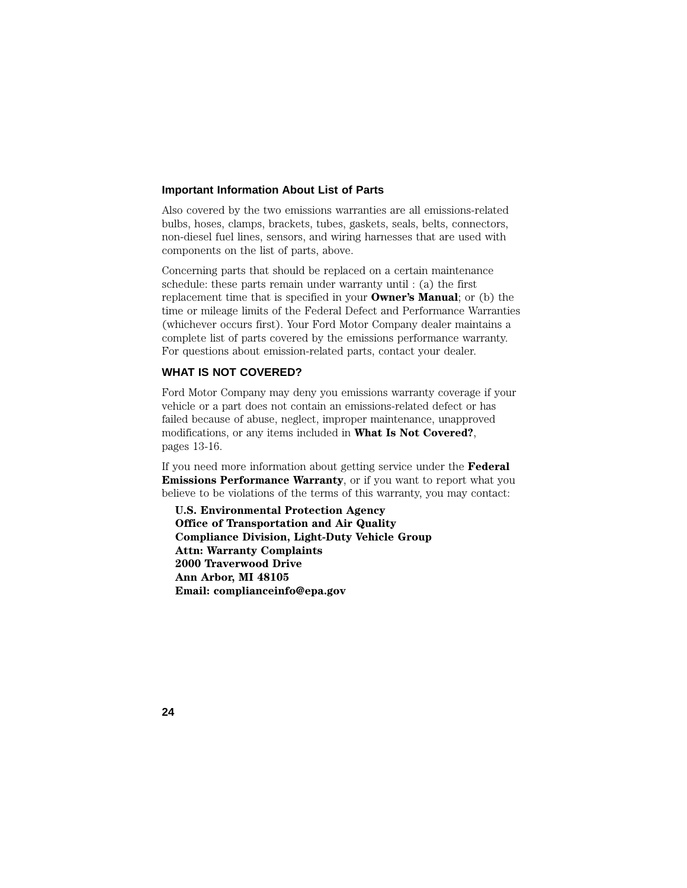### Important Information About List of Parts

Also covered by the two emissions warranties are all emissions-related bulbs, hoses, clamps, brackets, tubes, gaskets, seals, belts, connectors, non-diesel fuel lines, sensors, and wiring harnesses that are used with components on the list of parts, above.

Concerning parts that should be replaced on a certain maintenance schedule: these parts remain under warranty until : (a) the first replacement time that is specified in your **Owner's Manual**; or (b) the time or mileage limits of the Federal Defect and Performance Warranties (whichever occurs first). Your Ford Motor Company dealer maintains a complete list of parts covered by the emissions performance warranty. For questions about emission-related parts, contact your dealer.

### WHAT IS NOT COVERED?

Ford Motor Company may deny you emissions warranty coverage if your vehicle or a part does not contain an emissions-related defect or has failed because of abuse, neglect, improper maintenance, unapproved modifications, or any items included in **What Is Not Covered?**, pages 13-16.

If you need more information about getting service under the **Federal Emissions Performance Warranty**, or if you want to report what you believe to be violations of the terms of this warranty, you may contact:

**U.S. Environmental Protection Agency**
**Office of Transportation and Air Quality**
**Compliance Division, Light-Duty Vehicle Group**
**Attn: Warranty Complaints**
**2000 Traverwood Drive**
**Ann Arbor, MI 48105**
**Email: complianceinfo@epa.gov**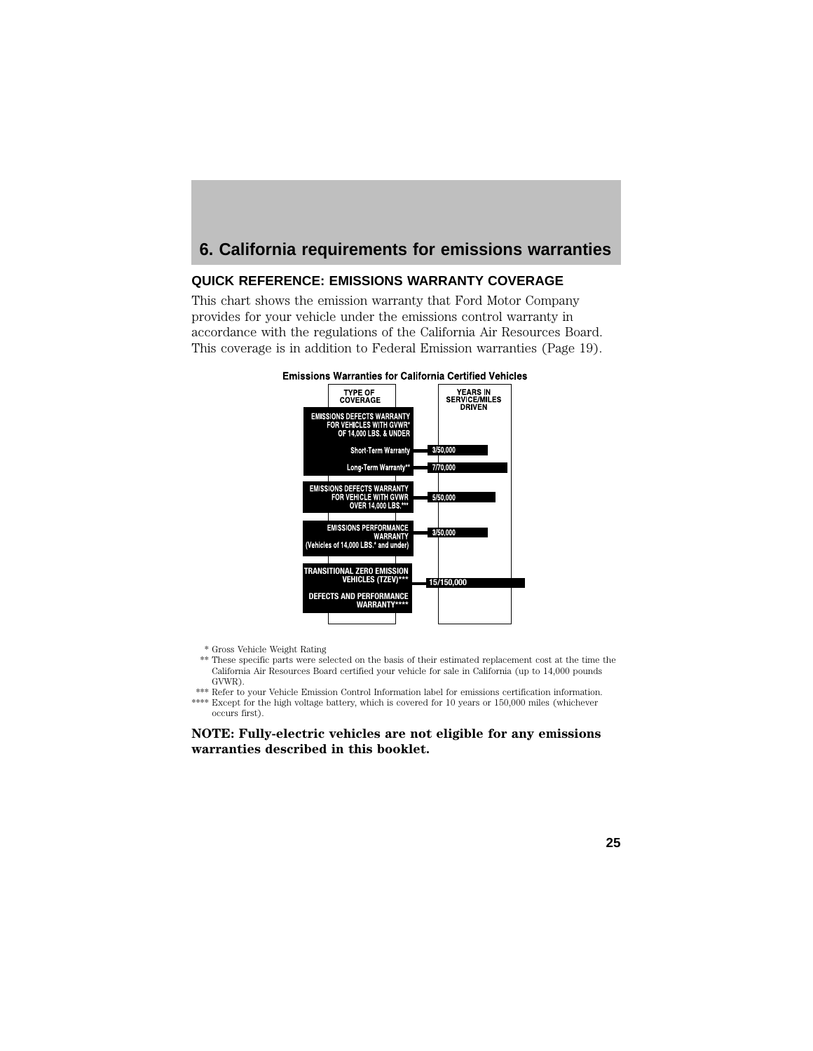## 6. California requirements for emissions warranties

### QUICK REFERENCE: EMISSIONS WARRANTY COVERAGE

This chart shows the emission warranty that Ford Motor Company provides for your vehicle under the emissions control warranty in accordance with the regulations of the California Air Resources Board. This coverage is in addition to Federal Emission warranties (Page 19).

**Emissions Warranties for California Certified Vehicles**

| TYPE OF COVERAGE | | YEARS IN SERVICE/MILES DRIVEN |
|---|---|---|
| EMISSIONS DEFECTS WARRANTY FOR VEHICLES WITH GVWR* OF 14,000 LBS. & UNDER | Short-Term Warranty | 3/50,000 |
| | Long-Term Warranty** | 7/70,000 |
| EMISSIONS DEFECTS WARRANTY FOR VEHICLE WITH GVWR OVER 14,000 LBS.*** | | 5/50,000 |
| EMISSIONS PERFORMANCE WARRANTY (Vehicles of 14,000 LBS.* and under) | | 3/50,000 |
| TRANSITIONAL ZERO EMISSION VEHICLES (TZEV)*** DEFECTS AND PERFORMANCE WARRANTY**** | | 15/150,000 |

\* Gross Vehicle Weight Rating

** These specific parts were selected on the basis of their estimated replacement cost at the time the California Air Resources Board certified your vehicle for sale in California (up to 14,000 pounds GVWR).

*** Refer to your Vehicle Emission Control Information label for emissions certification information.

**** Except for the high voltage battery, which is covered for 10 years or 150,000 miles (whichever occurs first).

**NOTE: Fully-electric vehicles are not eligible for any emissions warranties described in this booklet.**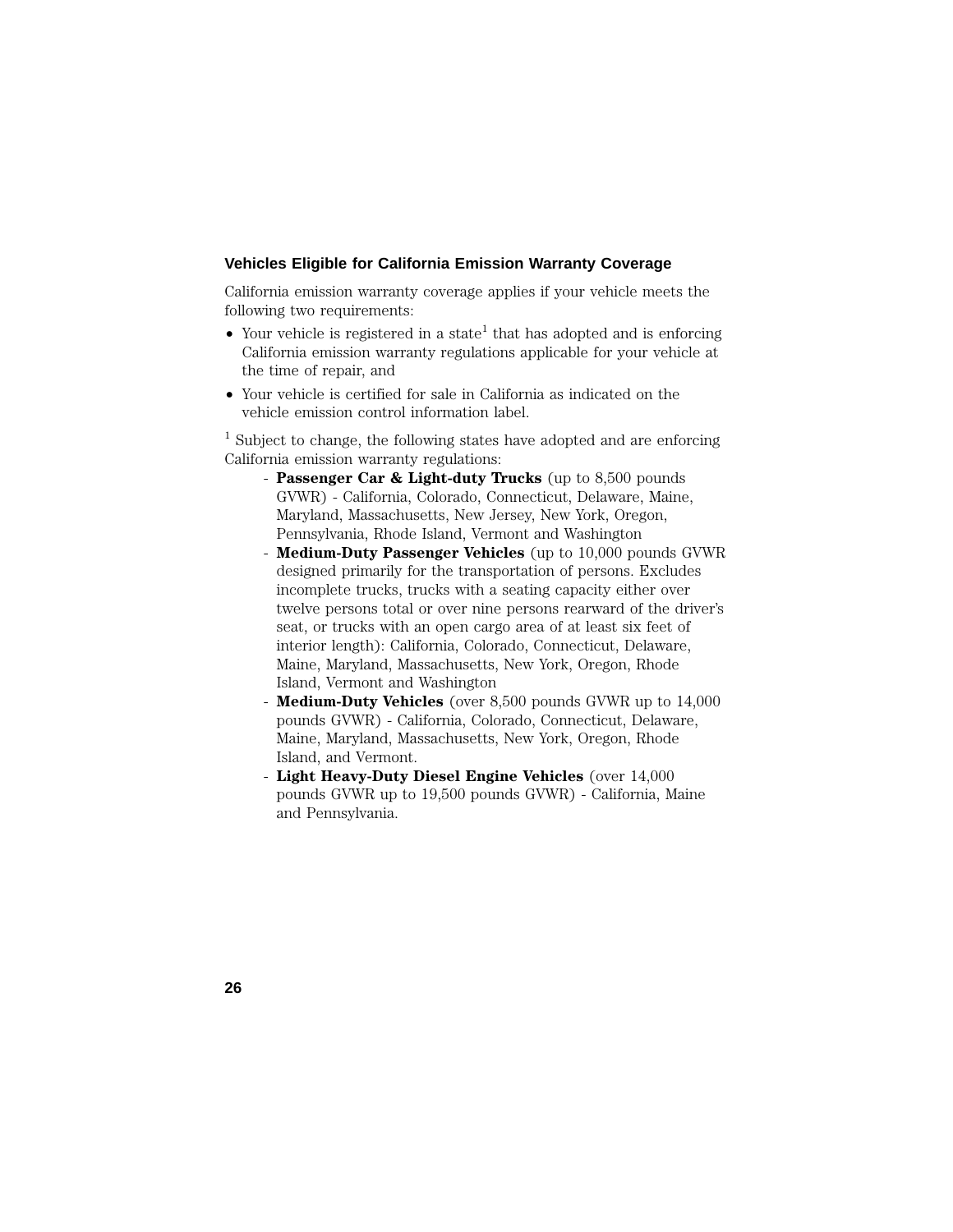### Vehicles Eligible for California Emission Warranty Coverage

California emission warranty coverage applies if your vehicle meets the following two requirements:

- Your vehicle is registered in a state[1] that has adopted and is enforcing California emission warranty regulations applicable for your vehicle at the time of repair, and
- Your vehicle is certified for sale in California as indicated on the vehicle emission control information label.

[1] Subject to change, the following states have adopted and are enforcing California emission warranty regulations:

- **Passenger Car & Light-duty Trucks** (up to 8,500 pounds GVWR) - California, Colorado, Connecticut, Delaware, Maine, Maryland, Massachusetts, New Jersey, New York, Oregon, Pennsylvania, Rhode Island, Vermont and Washington
- **Medium-Duty Passenger Vehicles** (up to 10,000 pounds GVWR designed primarily for the transportation of persons. Excludes incomplete trucks, trucks with a seating capacity either over twelve persons total or over nine persons rearward of the driver's seat, or trucks with an open cargo area of at least six feet of interior length): California, Colorado, Connecticut, Delaware, Maine, Maryland, Massachusetts, New York, Oregon, Rhode Island, Vermont and Washington
- **Medium-Duty Vehicles** (over 8,500 pounds GVWR up to 14,000 pounds GVWR) - California, Colorado, Connecticut, Delaware, Maine, Maryland, Massachusetts, New York, Oregon, Rhode Island, and Vermont.
- **Light Heavy-Duty Diesel Engine Vehicles** (over 14,000 pounds GVWR up to 19,500 pounds GVWR) - California, Maine and Pennsylvania.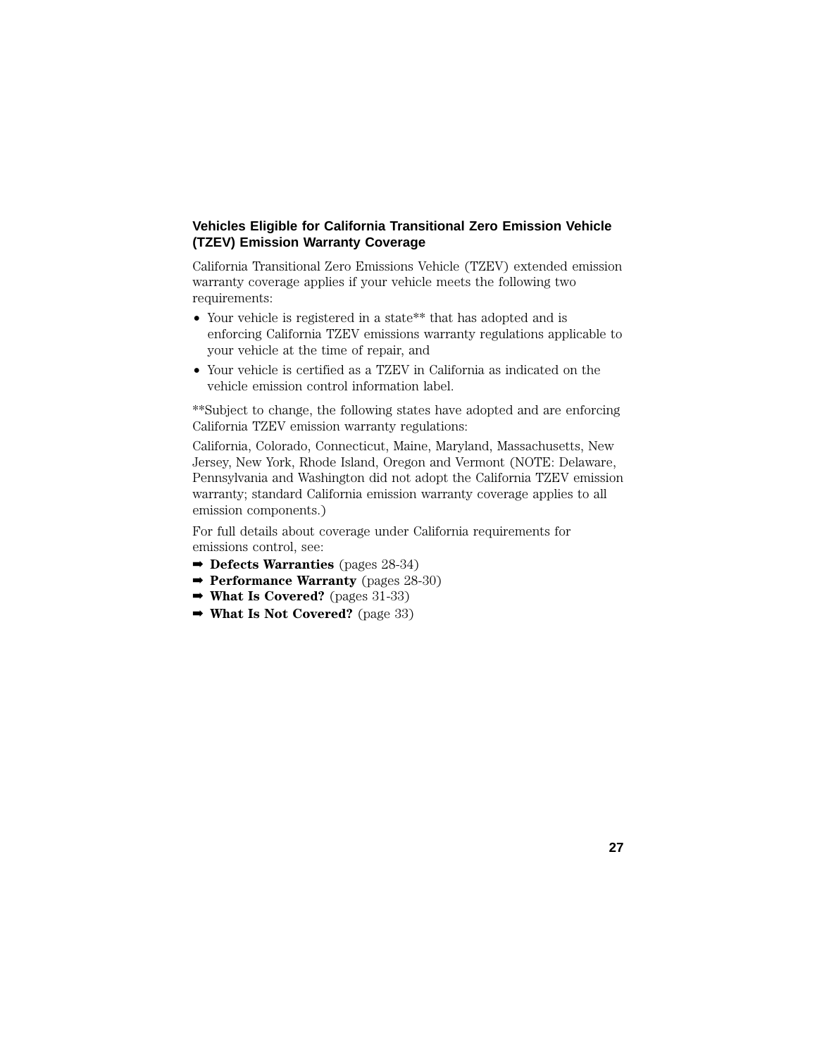### Vehicles Eligible for California Transitional Zero Emission Vehicle (TZEV) Emission Warranty Coverage

California Transitional Zero Emissions Vehicle (TZEV) extended emission warranty coverage applies if your vehicle meets the following two requirements:

- Your vehicle is registered in a state** that has adopted and is enforcing California TZEV emissions warranty regulations applicable to your vehicle at the time of repair, and
- Your vehicle is certified as a TZEV in California as indicated on the vehicle emission control information label.

**Subject to change, the following states have adopted and are enforcing California TZEV emission warranty regulations:

California, Colorado, Connecticut, Maine, Maryland, Massachusetts, New Jersey, New York, Rhode Island, Oregon and Vermont (NOTE: Delaware, Pennsylvania and Washington did not adopt the California TZEV emission warranty; standard California emission warranty coverage applies to all emission components.)

For full details about coverage under California requirements for emissions control, see:

➡ **Defects Warranties** (pages 28-34)
➡ **Performance Warranty** (pages 28-30)
➡ **What Is Covered?** (pages 31-33)
➡ **What Is Not Covered?** (page 33)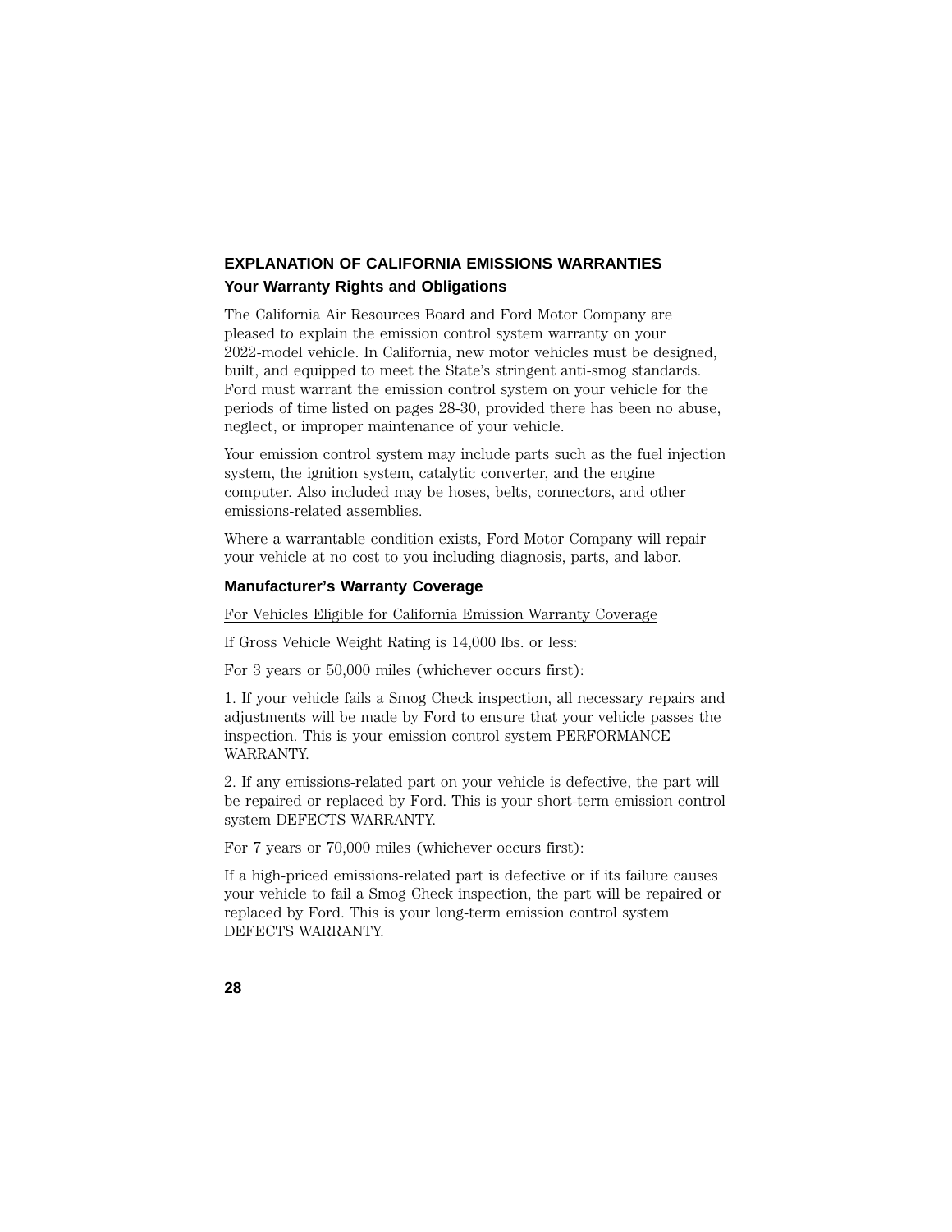## EXPLANATION OF CALIFORNIA EMISSIONS WARRANTIES

### Your Warranty Rights and Obligations

The California Air Resources Board and Ford Motor Company are pleased to explain the emission control system warranty on your 2022-model vehicle. In California, new motor vehicles must be designed, built, and equipped to meet the State's stringent anti-smog standards. Ford must warrant the emission control system on your vehicle for the periods of time listed on pages 28-30, provided there has been no abuse, neglect, or improper maintenance of your vehicle.

Your emission control system may include parts such as the fuel injection system, the ignition system, catalytic converter, and the engine computer. Also included may be hoses, belts, connectors, and other emissions-related assemblies.

Where a warrantable condition exists, Ford Motor Company will repair your vehicle at no cost to you including diagnosis, parts, and labor.

### Manufacturer's Warranty Coverage

<u>For Vehicles Eligible for California Emission Warranty Coverage</u>

If Gross Vehicle Weight Rating is 14,000 lbs. or less:

For 3 years or 50,000 miles (whichever occurs first):

1. If your vehicle fails a Smog Check inspection, all necessary repairs and adjustments will be made by Ford to ensure that your vehicle passes the inspection. This is your emission control system PERFORMANCE WARRANTY.

2. If any emissions-related part on your vehicle is defective, the part will be repaired or replaced by Ford. This is your short-term emission control system DEFECTS WARRANTY.

For 7 years or 70,000 miles (whichever occurs first):

If a high-priced emissions-related part is defective or if its failure causes your vehicle to fail a Smog Check inspection, the part will be repaired or replaced by Ford. This is your long-term emission control system DEFECTS WARRANTY.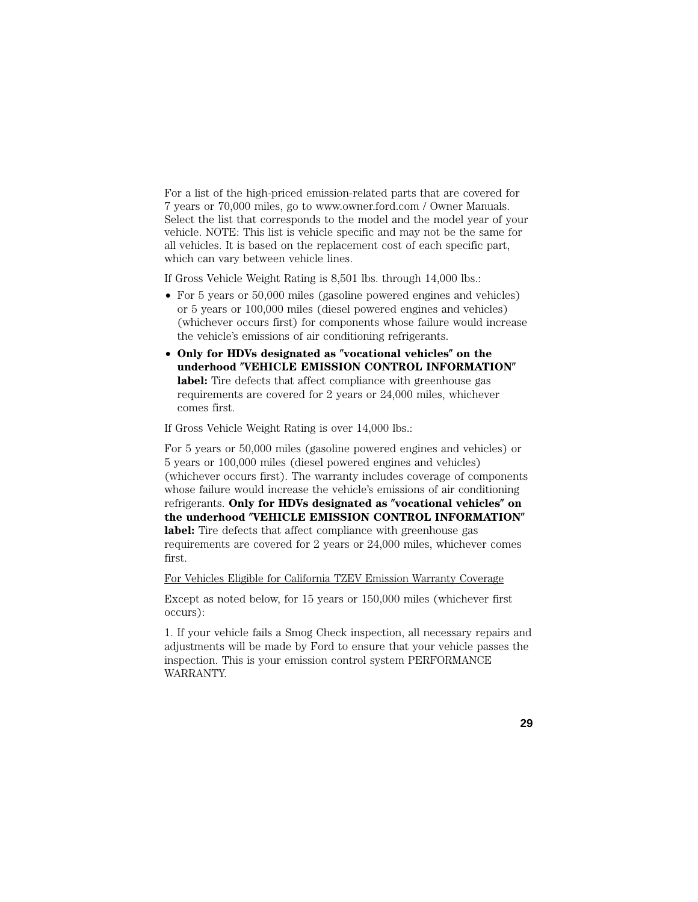For a list of the high-priced emission-related parts that are covered for 7 years or 70,000 miles, go to www.owner.ford.com / Owner Manuals. Select the list that corresponds to the model and the model year of your vehicle. NOTE: This list is vehicle specific and may not be the same for all vehicles. It is based on the replacement cost of each specific part, which can vary between vehicle lines.

If Gross Vehicle Weight Rating is 8,501 lbs. through 14,000 lbs.:

- For 5 years or 50,000 miles (gasoline powered engines and vehicles) or 5 years or 100,000 miles (diesel powered engines and vehicles) (whichever occurs first) for components whose failure would increase the vehicle's emissions of air conditioning refrigerants.
- **Only for HDVs designated as "vocational vehicles" on the underhood "VEHICLE EMISSION CONTROL INFORMATION" label:** Tire defects that affect compliance with greenhouse gas requirements are covered for 2 years or 24,000 miles, whichever comes first.

If Gross Vehicle Weight Rating is over 14,000 lbs.:

For 5 years or 50,000 miles (gasoline powered engines and vehicles) or 5 years or 100,000 miles (diesel powered engines and vehicles) (whichever occurs first). The warranty includes coverage of components whose failure would increase the vehicle's emissions of air conditioning refrigerants. **Only for HDVs designated as "vocational vehicles" on the underhood "VEHICLE EMISSION CONTROL INFORMATION" label:** Tire defects that affect compliance with greenhouse gas requirements are covered for 2 years or 24,000 miles, whichever comes first.

<u>For Vehicles Eligible for California TZEV Emission Warranty Coverage</u>

Except as noted below, for 15 years or 150,000 miles (whichever first occurs):

1. If your vehicle fails a Smog Check inspection, all necessary repairs and adjustments will be made by Ford to ensure that your vehicle passes the inspection. This is your emission control system PERFORMANCE WARRANTY.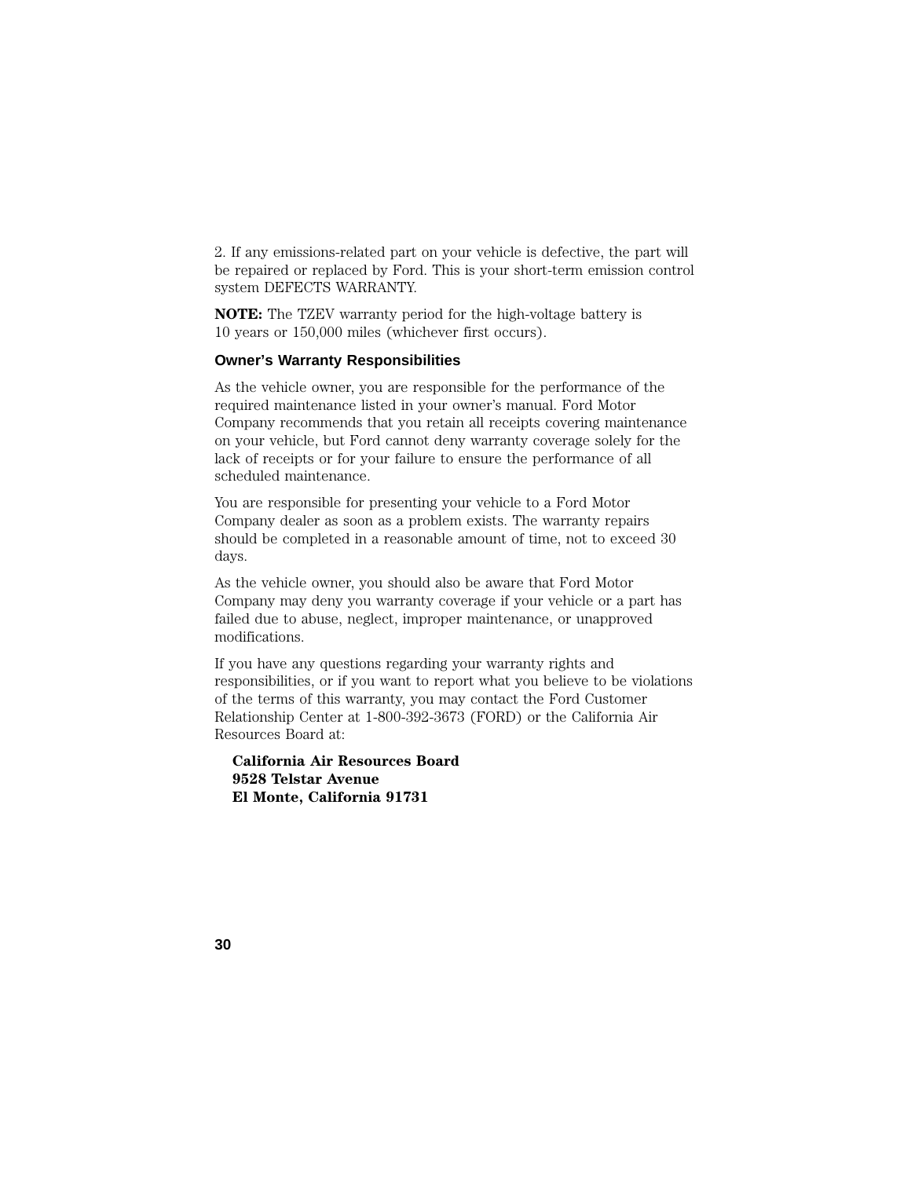2. If any emissions-related part on your vehicle is defective, the part will be repaired or replaced by Ford. This is your short-term emission control system DEFECTS WARRANTY.

**NOTE:** The TZEV warranty period for the high-voltage battery is 10 years or 150,000 miles (whichever first occurs).

### Owner’s Warranty Responsibilities

As the vehicle owner, you are responsible for the performance of the required maintenance listed in your owner’s manual. Ford Motor Company recommends that you retain all receipts covering maintenance on your vehicle, but Ford cannot deny warranty coverage solely for the lack of receipts or for your failure to ensure the performance of all scheduled maintenance.

You are responsible for presenting your vehicle to a Ford Motor Company dealer as soon as a problem exists. The warranty repairs should be completed in a reasonable amount of time, not to exceed 30 days.

As the vehicle owner, you should also be aware that Ford Motor Company may deny you warranty coverage if your vehicle or a part has failed due to abuse, neglect, improper maintenance, or unapproved modifications.

If you have any questions regarding your warranty rights and responsibilities, or if you want to report what you believe to be violations of the terms of this warranty, you may contact the Ford Customer Relationship Center at 1-800-392-3673 (FORD) or the California Air Resources Board at:

**California Air Resources Board**
**9528 Telstar Avenue**
**El Monte, California 91731**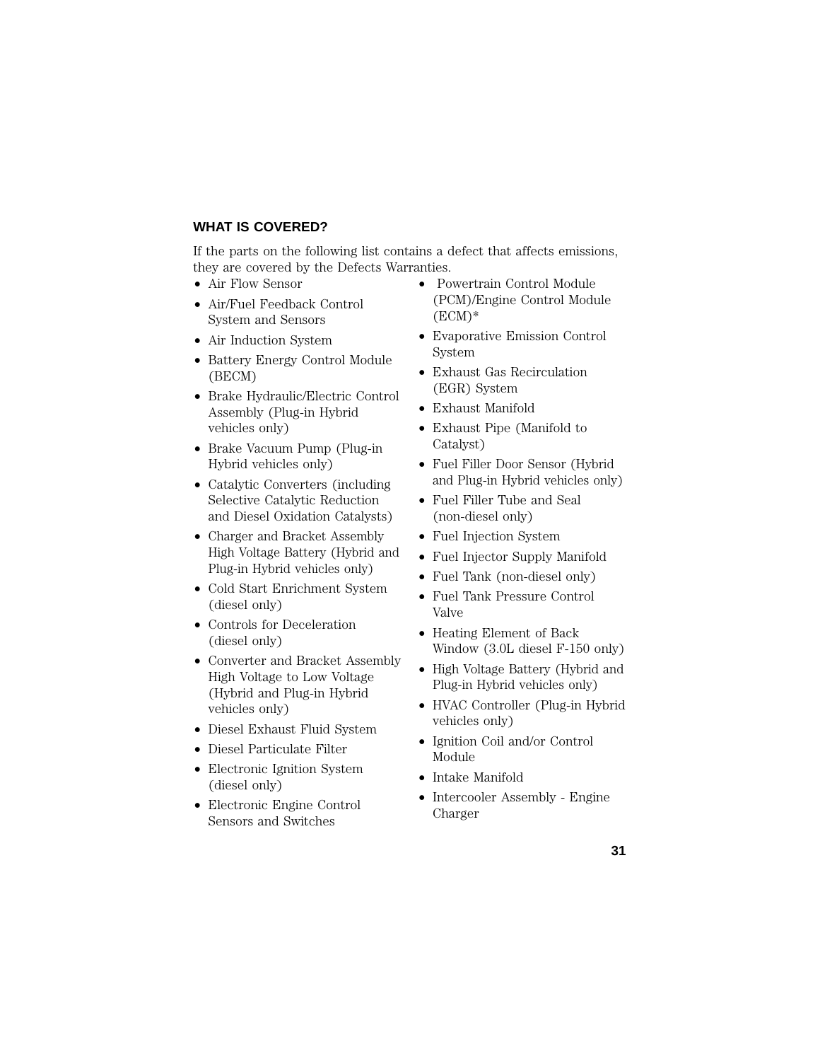## WHAT IS COVERED?

If the parts on the following list contains a defect that affects emissions, they are covered by the Defects Warranties.

- Air Flow Sensor
- Air/Fuel Feedback Control System and Sensors
- Air Induction System
- Battery Energy Control Module (BECM)
- Brake Hydraulic/Electric Control Assembly (Plug-in Hybrid vehicles only)
- Brake Vacuum Pump (Plug-in Hybrid vehicles only)
- Catalytic Converters (including Selective Catalytic Reduction and Diesel Oxidation Catalysts)
- Charger and Bracket Assembly High Voltage Battery (Hybrid and Plug-in Hybrid vehicles only)
- Cold Start Enrichment System (diesel only)
- Controls for Deceleration (diesel only)
- Converter and Bracket Assembly High Voltage to Low Voltage (Hybrid and Plug-in Hybrid vehicles only)
- Diesel Exhaust Fluid System
- Diesel Particulate Filter
- Electronic Ignition System (diesel only)
- Electronic Engine Control Sensors and Switches
- Powertrain Control Module (PCM)/Engine Control Module (ECM)*
- Evaporative Emission Control System
- Exhaust Gas Recirculation (EGR) System
- Exhaust Manifold
- Exhaust Pipe (Manifold to Catalyst)
- Fuel Filler Door Sensor (Hybrid and Plug-in Hybrid vehicles only)
- Fuel Filler Tube and Seal (non-diesel only)
- Fuel Injection System
- Fuel Injector Supply Manifold
- Fuel Tank (non-diesel only)
- Fuel Tank Pressure Control Valve
- Heating Element of Back Window (3.0L diesel F-150 only)
- High Voltage Battery (Hybrid and Plug-in Hybrid vehicles only)
- HVAC Controller (Plug-in Hybrid vehicles only)
- Ignition Coil and/or Control Module
- Intake Manifold
- Intercooler Assembly - Engine Charger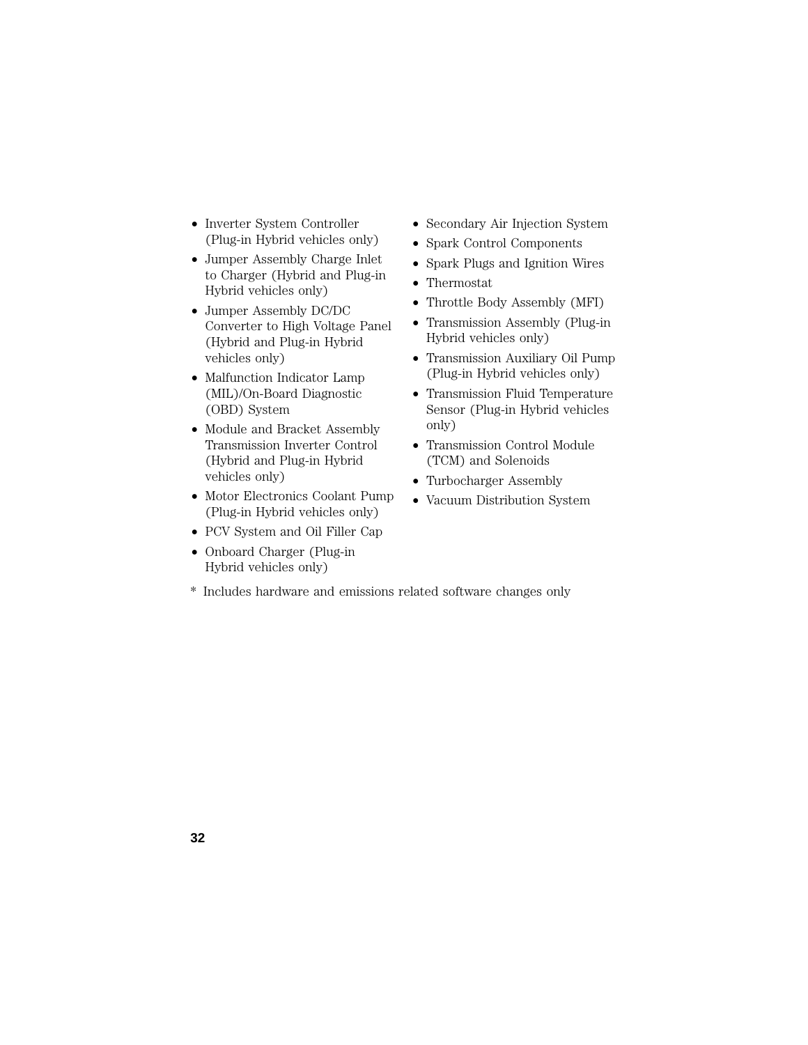- Inverter System Controller (Plug-in Hybrid vehicles only)
- Jumper Assembly Charge Inlet to Charger (Hybrid and Plug-in Hybrid vehicles only)
- Jumper Assembly DC/DC Converter to High Voltage Panel (Hybrid and Plug-in Hybrid vehicles only)
- Malfunction Indicator Lamp (MIL)/On-Board Diagnostic (OBD) System
- Module and Bracket Assembly Transmission Inverter Control (Hybrid and Plug-in Hybrid vehicles only)
- Motor Electronics Coolant Pump (Plug-in Hybrid vehicles only)
- PCV System and Oil Filler Cap
- Onboard Charger (Plug-in Hybrid vehicles only)
- Secondary Air Injection System
- Spark Control Components
- Spark Plugs and Ignition Wires
- Thermostat
- Throttle Body Assembly (MFI)
- Transmission Assembly (Plug-in Hybrid vehicles only)
- Transmission Auxiliary Oil Pump (Plug-in Hybrid vehicles only)
- Transmission Fluid Temperature Sensor (Plug-in Hybrid vehicles only)
- Transmission Control Module (TCM) and Solenoids
- Turbocharger Assembly
- Vacuum Distribution System

* Includes hardware and emissions related software changes only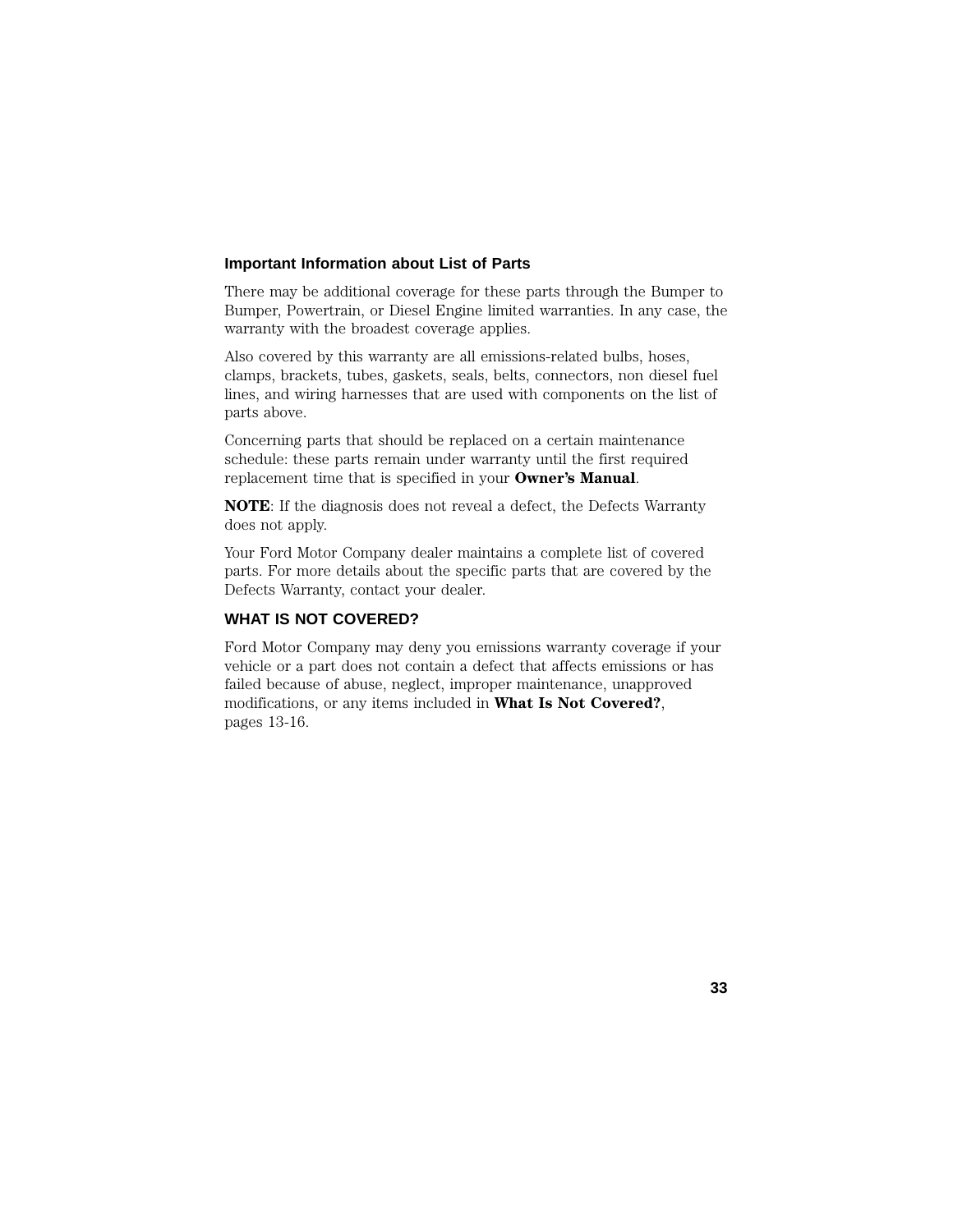### Important Information about List of Parts

There may be additional coverage for these parts through the Bumper to Bumper, Powertrain, or Diesel Engine limited warranties. In any case, the warranty with the broadest coverage applies.

Also covered by this warranty are all emissions-related bulbs, hoses, clamps, brackets, tubes, gaskets, seals, belts, connectors, non diesel fuel lines, and wiring harnesses that are used with components on the list of parts above.

Concerning parts that should be replaced on a certain maintenance schedule: these parts remain under warranty until the first required replacement time that is specified in your **Owner's Manual**.

**NOTE**: If the diagnosis does not reveal a defect, the Defects Warranty does not apply.

Your Ford Motor Company dealer maintains a complete list of covered parts. For more details about the specific parts that are covered by the Defects Warranty, contact your dealer.

### WHAT IS NOT COVERED?

Ford Motor Company may deny you emissions warranty coverage if your vehicle or a part does not contain a defect that affects emissions or has failed because of abuse, neglect, improper maintenance, unapproved modifications, or any items included in **What Is Not Covered?**, pages 13-16.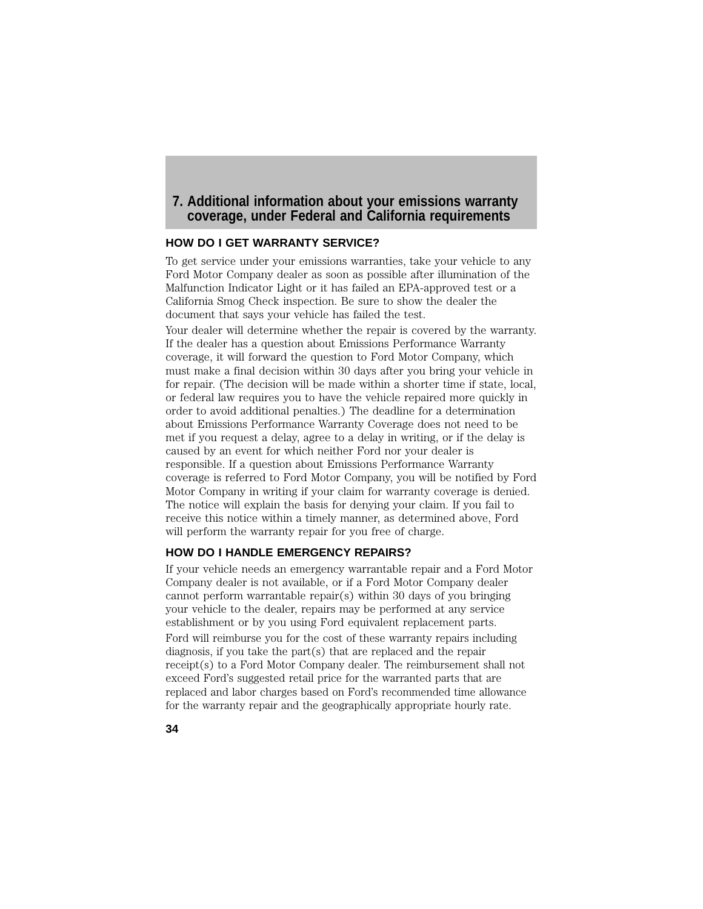## 7. Additional information about your emissions warranty coverage, under Federal and California requirements

### HOW DO I GET WARRANTY SERVICE?

To get service under your emissions warranties, take your vehicle to any Ford Motor Company dealer as soon as possible after illumination of the Malfunction Indicator Light or it has failed an EPA-approved test or a California Smog Check inspection. Be sure to show the dealer the document that says your vehicle has failed the test.

Your dealer will determine whether the repair is covered by the warranty. If the dealer has a question about Emissions Performance Warranty coverage, it will forward the question to Ford Motor Company, which must make a final decision within 30 days after you bring your vehicle in for repair. (The decision will be made within a shorter time if state, local, or federal law requires you to have the vehicle repaired more quickly in order to avoid additional penalties.) The deadline for a determination about Emissions Performance Warranty Coverage does not need to be met if you request a delay, agree to a delay in writing, or if the delay is caused by an event for which neither Ford nor your dealer is responsible. If a question about Emissions Performance Warranty coverage is referred to Ford Motor Company, you will be notified by Ford Motor Company in writing if your claim for warranty coverage is denied. The notice will explain the basis for denying your claim. If you fail to receive this notice within a timely manner, as determined above, Ford will perform the warranty repair for you free of charge.

### HOW DO I HANDLE EMERGENCY REPAIRS?

If your vehicle needs an emergency warrantable repair and a Ford Motor Company dealer is not available, or if a Ford Motor Company dealer cannot perform warrantable repair(s) within 30 days of you bringing your vehicle to the dealer, repairs may be performed at any service establishment or by you using Ford equivalent replacement parts.

Ford will reimburse you for the cost of these warranty repairs including diagnosis, if you take the part(s) that are replaced and the repair receipt(s) to a Ford Motor Company dealer. The reimbursement shall not exceed Ford's suggested retail price for the warranted parts that are replaced and labor charges based on Ford's recommended time allowance for the warranty repair and the geographically appropriate hourly rate.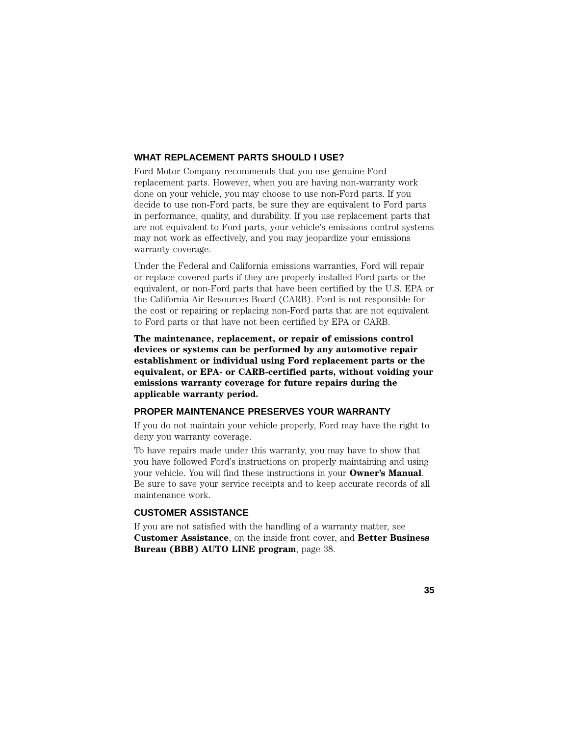## WHAT REPLACEMENT PARTS SHOULD I USE?

Ford Motor Company recommends that you use genuine Ford replacement parts. However, when you are having non-warranty work done on your vehicle, you may choose to use non-Ford parts. If you decide to use non-Ford parts, be sure they are equivalent to Ford parts in performance, quality, and durability. If you use replacement parts that are not equivalent to Ford parts, your vehicle's emissions control systems may not work as effectively, and you may jeopardize your emissions warranty coverage.

Under the Federal and California emissions warranties, Ford will repair or replace covered parts if they are properly installed Ford parts or the equivalent, or non-Ford parts that have been certified by the U.S. EPA or the California Air Resources Board (CARB). Ford is not responsible for the cost or repairing or replacing non-Ford parts that are not equivalent to Ford parts or that have not been certified by EPA or CARB.

**The maintenance, replacement, or repair of emissions control devices or systems can be performed by any automotive repair establishment or individual using Ford replacement parts or the equivalent, or EPA- or CARB-certified parts, without voiding your emissions warranty coverage for future repairs during the applicable warranty period.**

## PROPER MAINTENANCE PRESERVES YOUR WARRANTY

If you do not maintain your vehicle properly, Ford may have the right to deny you warranty coverage.

To have repairs made under this warranty, you may have to show that you have followed Ford's instructions on properly maintaining and using your vehicle. You will find these instructions in your **Owner's Manual**. Be sure to save your service receipts and to keep accurate records of all maintenance work.

## CUSTOMER ASSISTANCE

If you are not satisfied with the handling of a warranty matter, see **Customer Assistance**, on the inside front cover, and **Better Business Bureau (BBB) AUTO LINE program**, page 38.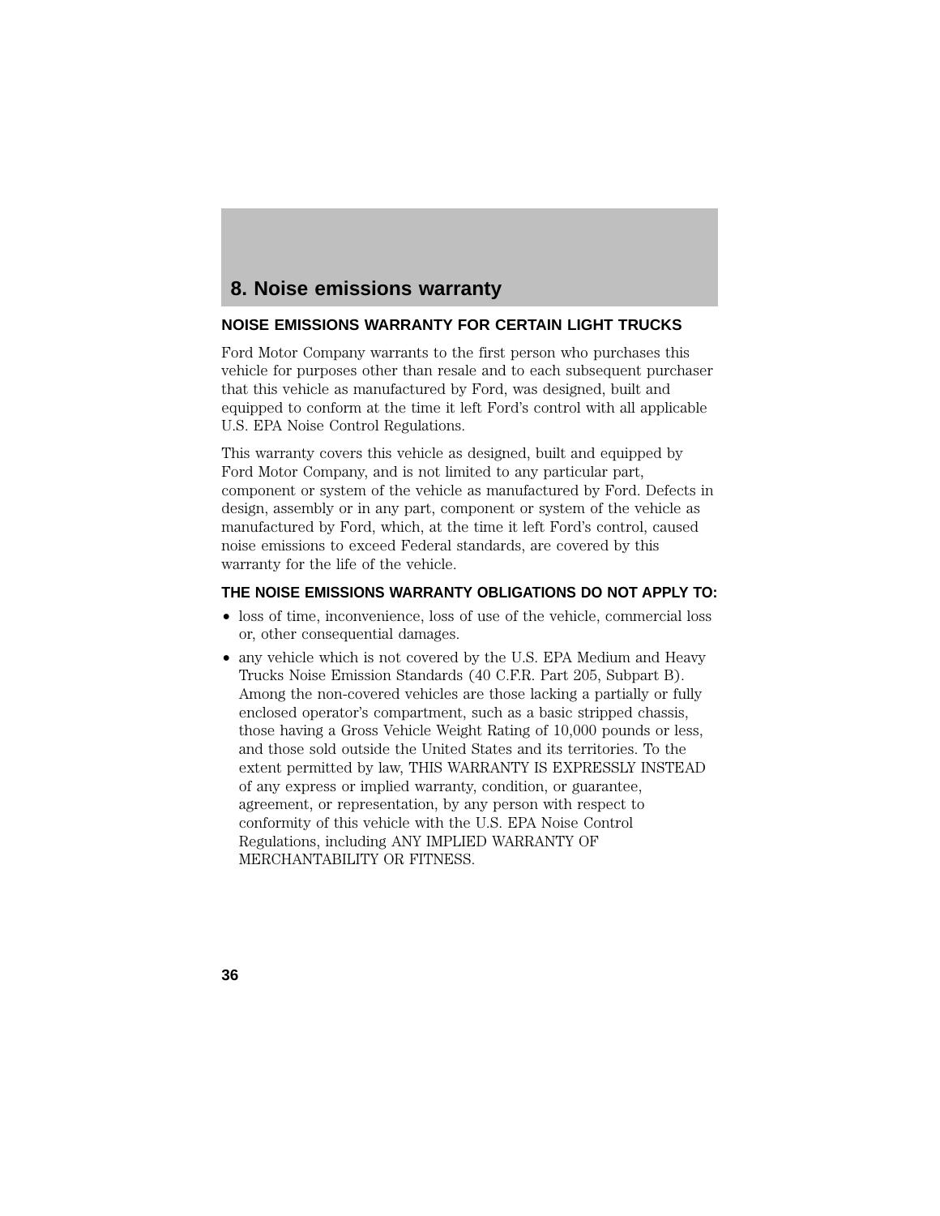# 8. Noise emissions warranty

## NOISE EMISSIONS WARRANTY FOR CERTAIN LIGHT TRUCKS

Ford Motor Company warrants to the first person who purchases this vehicle for purposes other than resale and to each subsequent purchaser that this vehicle as manufactured by Ford, was designed, built and equipped to conform at the time it left Ford's control with all applicable U.S. EPA Noise Control Regulations.

This warranty covers this vehicle as designed, built and equipped by Ford Motor Company, and is not limited to any particular part, component or system of the vehicle as manufactured by Ford. Defects in design, assembly or in any part, component or system of the vehicle as manufactured by Ford, which, at the time it left Ford's control, caused noise emissions to exceed Federal standards, are covered by this warranty for the life of the vehicle.

## THE NOISE EMISSIONS WARRANTY OBLIGATIONS DO NOT APPLY TO:

- loss of time, inconvenience, loss of use of the vehicle, commercial loss or, other consequential damages.
- any vehicle which is not covered by the U.S. EPA Medium and Heavy Trucks Noise Emission Standards (40 C.F.R. Part 205, Subpart B). Among the non-covered vehicles are those lacking a partially or fully enclosed operator's compartment, such as a basic stripped chassis, those having a Gross Vehicle Weight Rating of 10,000 pounds or less, and those sold outside the United States and its territories. To the extent permitted by law, THIS WARRANTY IS EXPRESSLY INSTEAD of any express or implied warranty, condition, or guarantee, agreement, or representation, by any person with respect to conformity of this vehicle with the U.S. EPA Noise Control Regulations, including ANY IMPLIED WARRANTY OF MERCHANTABILITY OR FITNESS.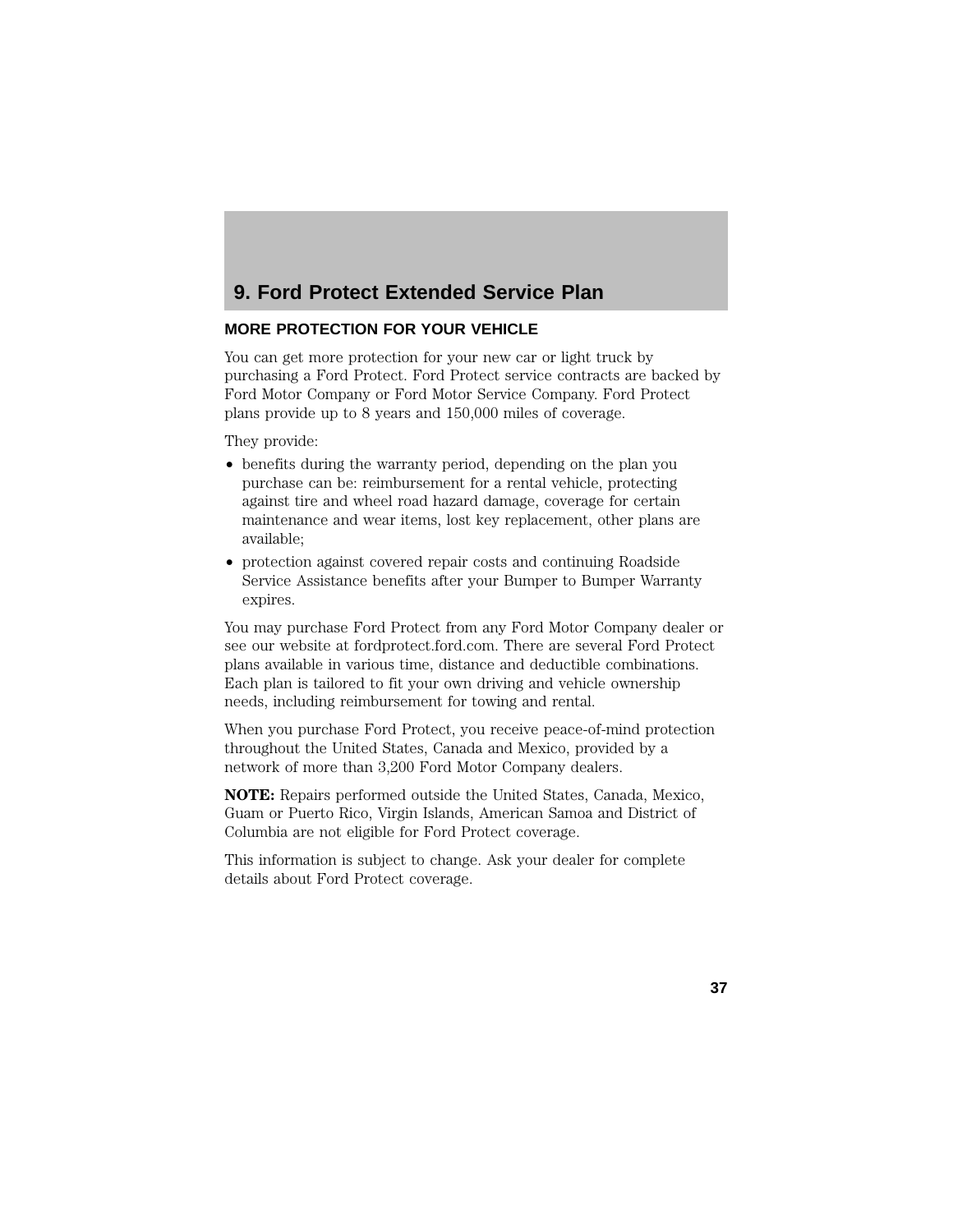# 9. Ford Protect Extended Service Plan

## MORE PROTECTION FOR YOUR VEHICLE

You can get more protection for your new car or light truck by purchasing a Ford Protect. Ford Protect service contracts are backed by Ford Motor Company or Ford Motor Service Company. Ford Protect plans provide up to 8 years and 150,000 miles of coverage.

They provide:

- benefits during the warranty period, depending on the plan you purchase can be: reimbursement for a rental vehicle, protecting against tire and wheel road hazard damage, coverage for certain maintenance and wear items, lost key replacement, other plans are available;
- protection against covered repair costs and continuing Roadside Service Assistance benefits after your Bumper to Bumper Warranty expires.

You may purchase Ford Protect from any Ford Motor Company dealer or see our website at fordprotect.ford.com. There are several Ford Protect plans available in various time, distance and deductible combinations. Each plan is tailored to fit your own driving and vehicle ownership needs, including reimbursement for towing and rental.

When you purchase Ford Protect, you receive peace-of-mind protection throughout the United States, Canada and Mexico, provided by a network of more than 3,200 Ford Motor Company dealers.

**NOTE:** Repairs performed outside the United States, Canada, Mexico, Guam or Puerto Rico, Virgin Islands, American Samoa and District of Columbia are not eligible for Ford Protect coverage.

This information is subject to change. Ask your dealer for complete details about Ford Protect coverage.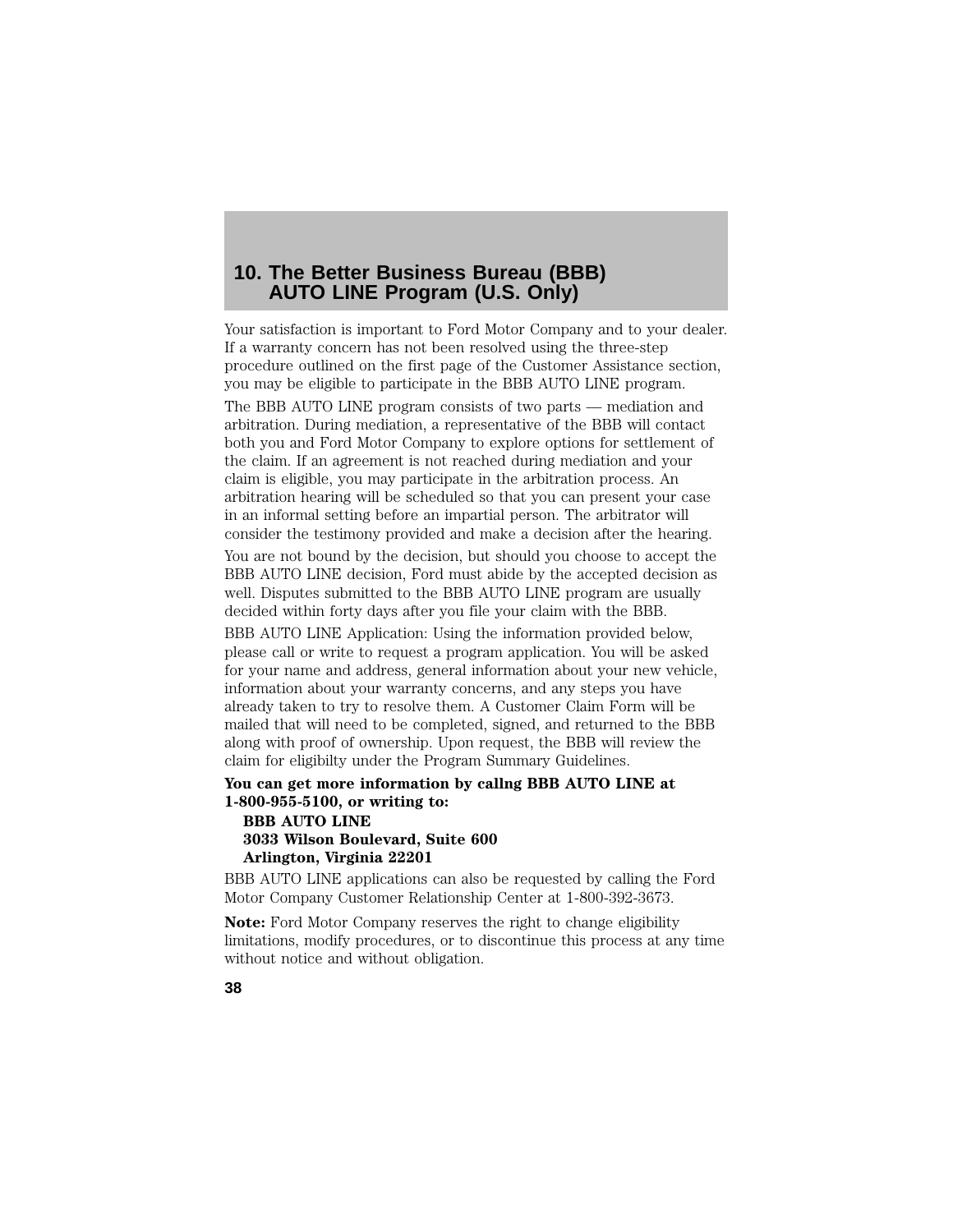# 10. The Better Business Bureau (BBB) AUTO LINE Program (U.S. Only)

Your satisfaction is important to Ford Motor Company and to your dealer. If a warranty concern has not been resolved using the three-step procedure outlined on the first page of the Customer Assistance section, you may be eligible to participate in the BBB AUTO LINE program.

The BBB AUTO LINE program consists of two parts — mediation and arbitration. During mediation, a representative of the BBB will contact both you and Ford Motor Company to explore options for settlement of the claim. If an agreement is not reached during mediation and your claim is eligible, you may participate in the arbitration process. An arbitration hearing will be scheduled so that you can present your case in an informal setting before an impartial person. The arbitrator will consider the testimony provided and make a decision after the hearing.

You are not bound by the decision, but should you choose to accept the BBB AUTO LINE decision, Ford must abide by the accepted decision as well. Disputes submitted to the BBB AUTO LINE program are usually decided within forty days after you file your claim with the BBB.

BBB AUTO LINE Application: Using the information provided below, please call or write to request a program application. You will be asked for your name and address, general information about your new vehicle, information about your warranty concerns, and any steps you have already taken to try to resolve them. A Customer Claim Form will be mailed that will need to be completed, signed, and returned to the BBB along with proof of ownership. Upon request, the BBB will review the claim for eligibilty under the Program Summary Guidelines.

**You can get more information by callng BBB AUTO LINE at 1-800-955-5100, or writing to:**

**BBB AUTO LINE**
**3033 Wilson Boulevard, Suite 600**
**Arlington, Virginia 22201**

BBB AUTO LINE applications can also be requested by calling the Ford Motor Company Customer Relationship Center at 1-800-392-3673.

**Note:** Ford Motor Company reserves the right to change eligibility limitations, modify procedures, or to discontinue this process at any time without notice and without obligation.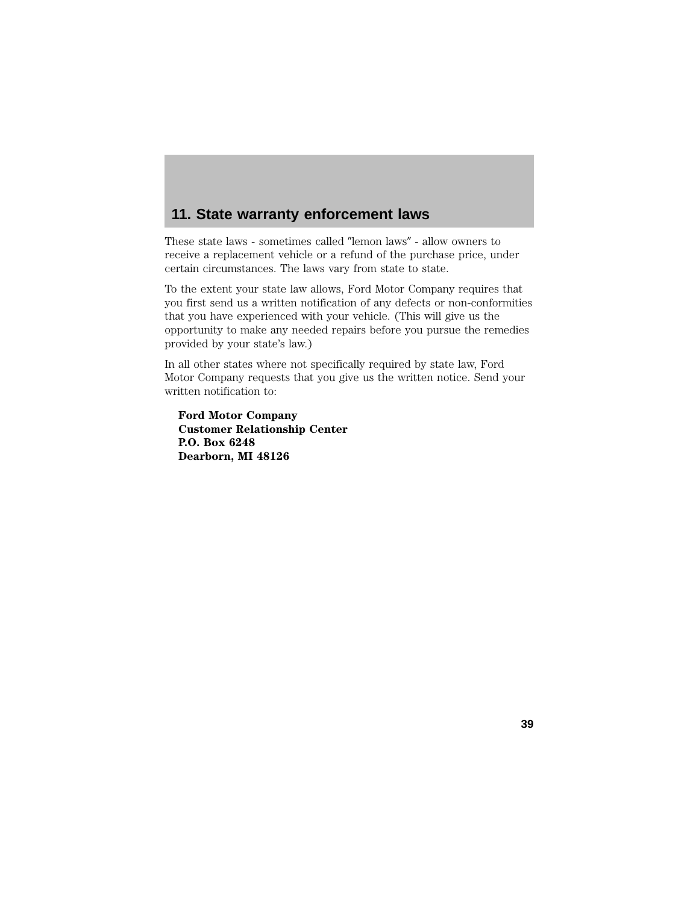## 11. State warranty enforcement laws

These state laws - sometimes called ″lemon laws″ - allow owners to receive a replacement vehicle or a refund of the purchase price, under certain circumstances. The laws vary from state to state.

To the extent your state law allows, Ford Motor Company requires that you first send us a written notification of any defects or non-conformities that you have experienced with your vehicle. (This will give us the opportunity to make any needed repairs before you pursue the remedies provided by your state's law.)

In all other states where not specifically required by state law, Ford Motor Company requests that you give us the written notice. Send your written notification to:

**Ford Motor Company**
**Customer Relationship Center**
**P.O. Box 6248**
**Dearborn, MI 48126**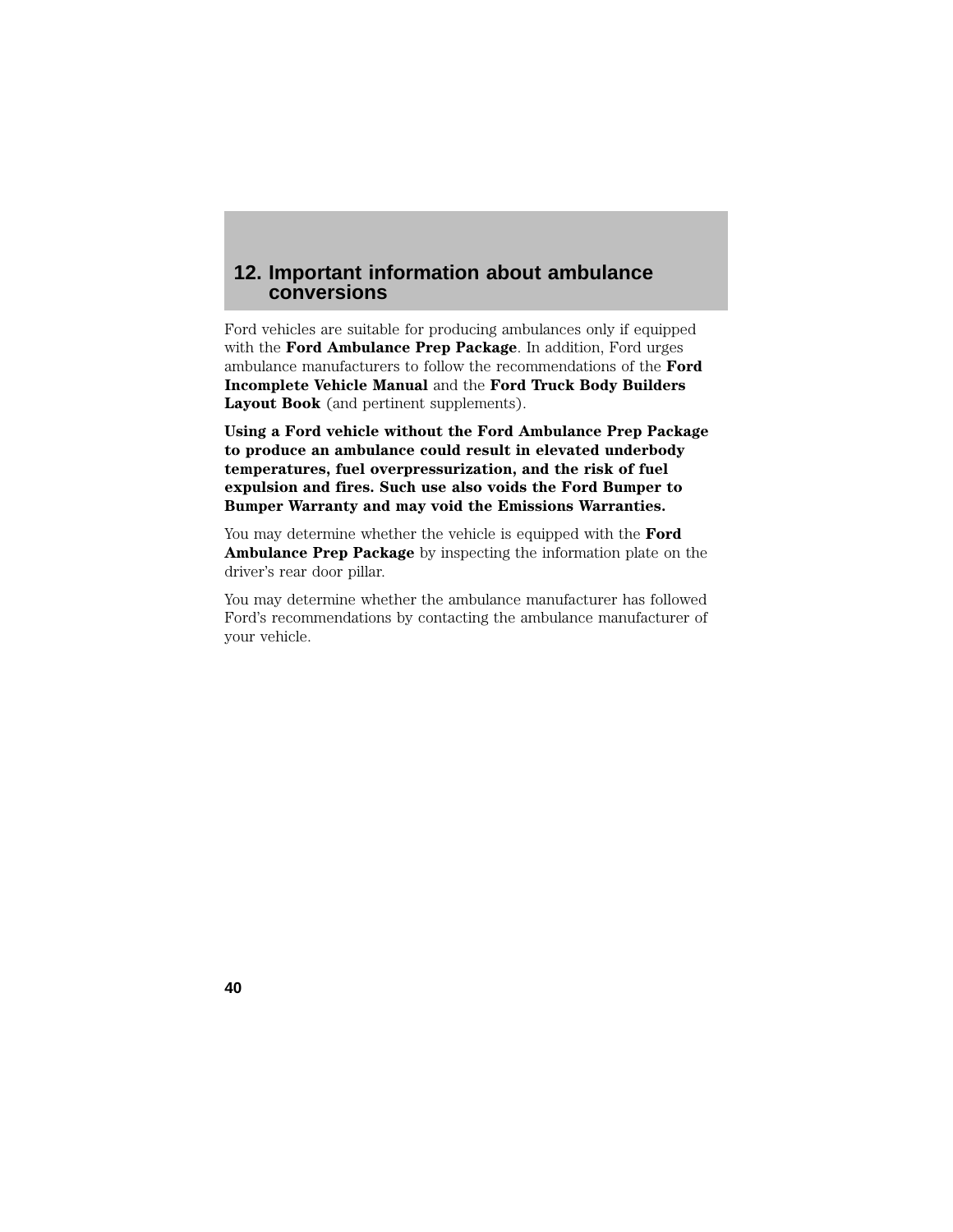## 12. Important information about ambulance conversions

Ford vehicles are suitable for producing ambulances only if equipped with the **Ford Ambulance Prep Package**. In addition, Ford urges ambulance manufacturers to follow the recommendations of the **Ford Incomplete Vehicle Manual** and the **Ford Truck Body Builders Layout Book** (and pertinent supplements).

**Using a Ford vehicle without the Ford Ambulance Prep Package to produce an ambulance could result in elevated underbody temperatures, fuel overpressurization, and the risk of fuel expulsion and fires. Such use also voids the Ford Bumper to Bumper Warranty and may void the Emissions Warranties.**

You may determine whether the vehicle is equipped with the **Ford Ambulance Prep Package** by inspecting the information plate on the driver's rear door pillar.

You may determine whether the ambulance manufacturer has followed Ford's recommendations by contacting the ambulance manufacturer of your vehicle.